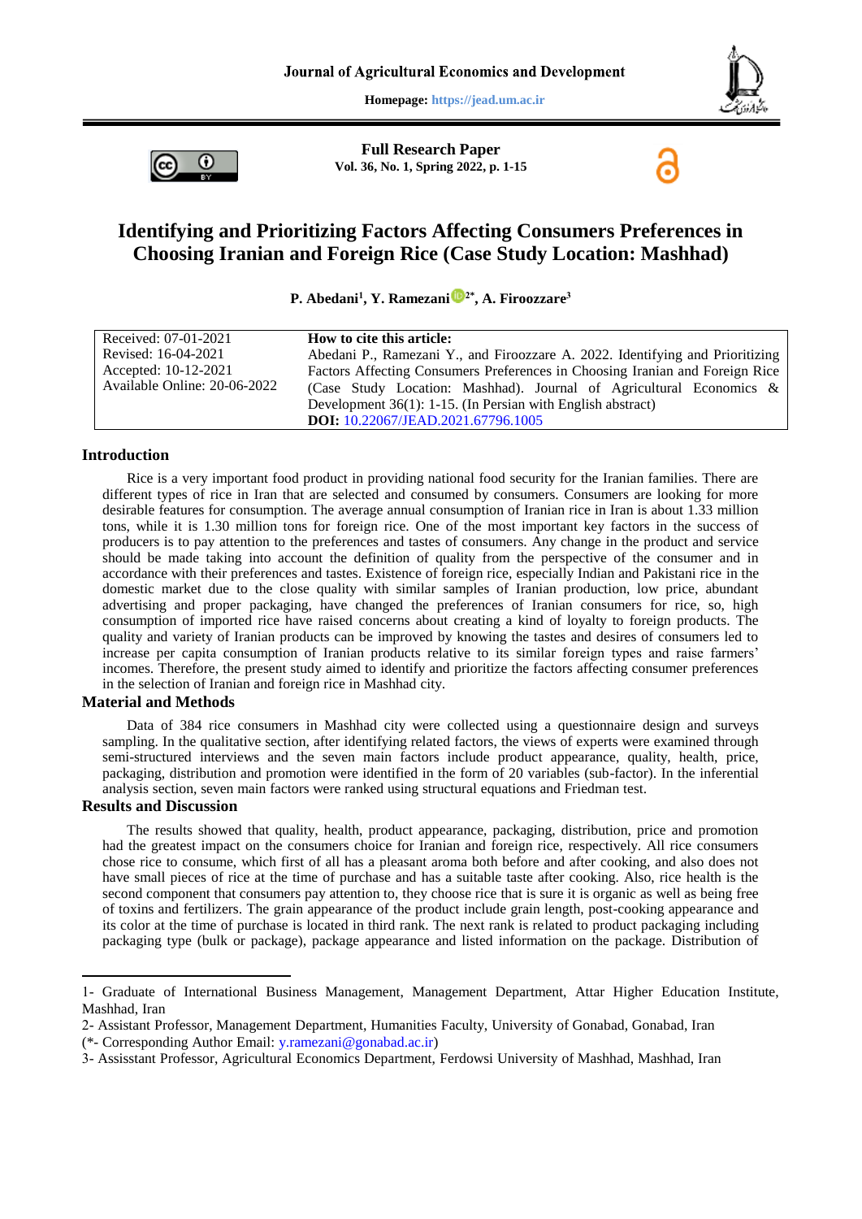Journal of Agricultural Economics and Development

**Homepage:** https://jead.um.ac.ir

**Full Research Paper**
**Vol. 36, No. 1, Spring 2022, p. 1-15**

# Identifying and Prioritizing Factors Affecting Consumers Preferences in Choosing Iranian and Foreign Rice (Case Study Location: Mashhad)

**P. Abedani[1], Y. Ramezani[2*], A. Firoozzare[3]**

| | |
|---|---|
| Received: 07-01-2021<br>Revised: 16-04-2021<br>Accepted: 10-12-2021<br>Available Online: 20-06-2022 | **How to cite this article:**<br>Abedani P., Ramezani Y., and Firoozzare A. 2022. Identifying and Prioritizing Factors Affecting Consumers Preferences in Choosing Iranian and Foreign Rice (Case Study Location: Mashhad). Journal of Agricultural Economics & Development 36(1): 1-15. (In Persian with English abstract)<br>**DOI:** 10.22067/JEAD.2021.67796.1005 |

## Introduction

Rice is a very important food product in providing national food security for the Iranian families. There are different types of rice in Iran that are selected and consumed by consumers. Consumers are looking for more desirable features for consumption. The average annual consumption of Iranian rice in Iran is about 1.33 million tons, while it is 1.30 million tons for foreign rice. One of the most important key factors in the success of producers is to pay attention to the preferences and tastes of consumers. Any change in the product and service should be made taking into account the definition of quality from the perspective of the consumer and in accordance with their preferences and tastes. Existence of foreign rice, especially Indian and Pakistani rice in the domestic market due to the close quality with similar samples of Iranian production, low price, abundant advertising and proper packaging, have changed the preferences of Iranian consumers for rice, so, high consumption of imported rice have raised concerns about creating a kind of loyalty to foreign products. The quality and variety of Iranian products can be improved by knowing the tastes and desires of consumers led to increase per capita consumption of Iranian products relative to its similar foreign types and raise farmers' incomes. Therefore, the present study aimed to identify and prioritize the factors affecting consumer preferences in the selection of Iranian and foreign rice in Mashhad city.

## Material and Methods

Data of 384 rice consumers in Mashhad city were collected using a questionnaire design and surveys sampling. In the qualitative section, after identifying related factors, the views of experts were examined through semi-structured interviews and the seven main factors include product appearance, quality, health, price, packaging, distribution and promotion were identified in the form of 20 variables (sub-factor). In the inferential analysis section, seven main factors were ranked using structural equations and Friedman test.

## Results and Discussion

The results showed that quality, health, product appearance, packaging, distribution, price and promotion had the greatest impact on the consumers choice for Iranian and foreign rice, respectively. All rice consumers chose rice to consume, which first of all has a pleasant aroma both before and after cooking, and also does not have small pieces of rice at the time of purchase and has a suitable taste after cooking. Also, rice health is the second component that consumers pay attention to, they choose rice that is sure it is organic as well as being free of toxins and fertilizers. The grain appearance of the product include grain length, post-cooking appearance and its color at the time of purchase is located in third rank. The next rank is related to product packaging including packaging type (bulk or package), package appearance and listed information on the package. Distribution of

---

1- Graduate of International Business Management, Management Department, Attar Higher Education Institute, Mashhad, Iran

2- Assistant Professor, Management Department, Humanities Faculty, University of Gonabad, Gonabad, Iran

(*- Corresponding Author Email: y.ramezani@gonabad.ac.ir)

3- Assisstant Professor, Agricultural Economics Department, Ferdowsi University of Mashhad, Mashhad, Iran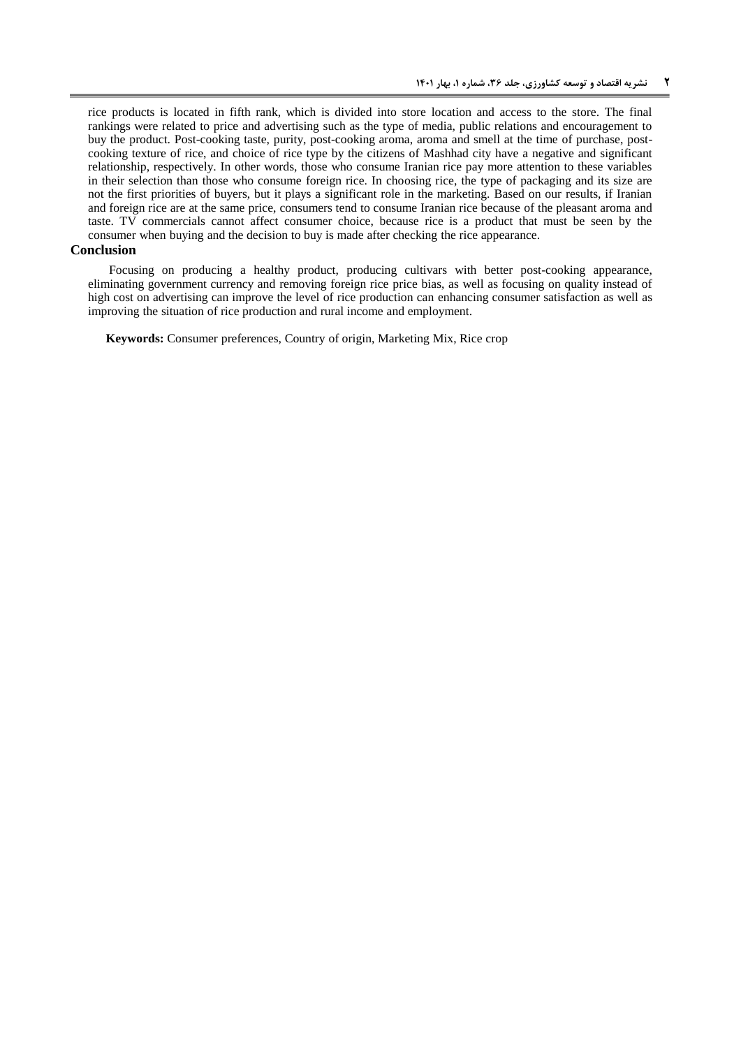rice products is located in fifth rank, which is divided into store location and access to the store. The final rankings were related to price and advertising such as the type of media, public relations and encouragement to buy the product. Post-cooking taste, purity, post-cooking aroma, aroma and smell at the time of purchase, post-cooking texture of rice, and choice of rice type by the citizens of Mashhad city have a negative and significant relationship, respectively. In other words, those who consume Iranian rice pay more attention to these variables in their selection than those who consume foreign rice. In choosing rice, the type of packaging and its size are not the first priorities of buyers, but it plays a significant role in the marketing. Based on our results, if Iranian and foreign rice are at the same price, consumers tend to consume Iranian rice because of the pleasant aroma and taste. TV commercials cannot affect consumer choice, because rice is a product that must be seen by the consumer when buying and the decision to buy is made after checking the rice appearance.

## Conclusion

Focusing on producing a healthy product, producing cultivars with better post-cooking appearance, eliminating government currency and removing foreign rice price bias, as well as focusing on quality instead of high cost on advertising can improve the level of rice production can enhancing consumer satisfaction as well as improving the situation of rice production and rural income and employment.

**Keywords:** Consumer preferences, Country of origin, Marketing Mix, Rice crop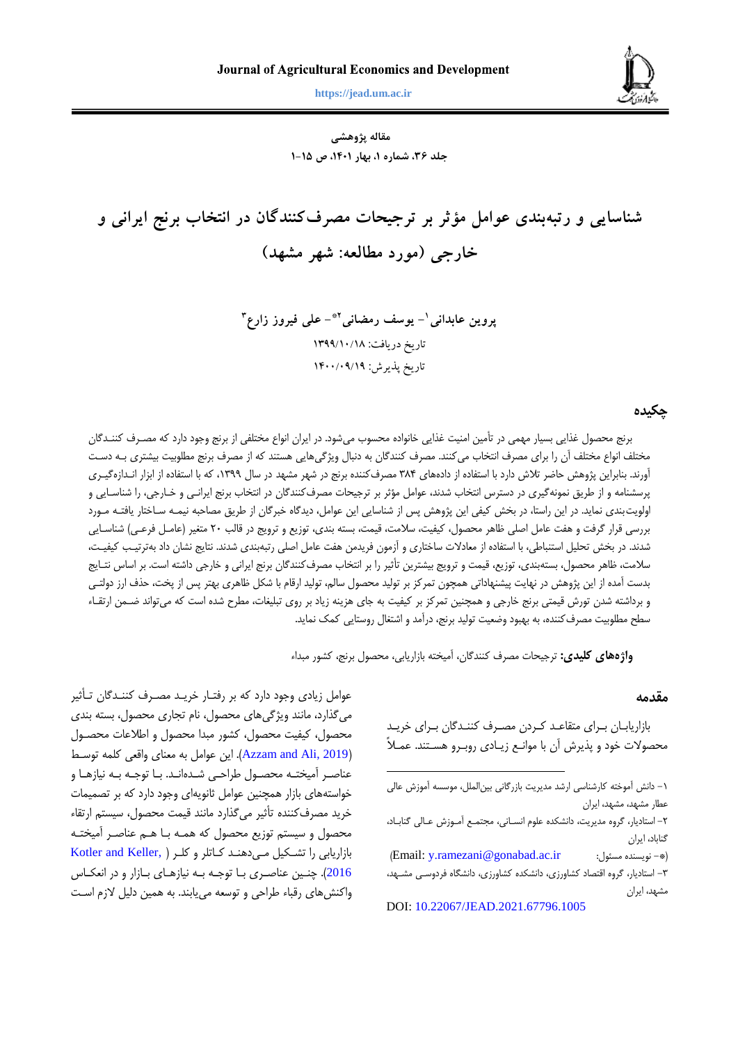**مقاله پژوهشی**

# شناسایی و رتبه‌بندی عوامل مؤثر بر ترجیحات مصرف‌کنندگان در انتخاب برنج ایرانی و خارجی (مورد مطالعه: شهر مشهد)

**پروین عابدانی[1]- یوسف رمضانی[2]*- علی فیروز زارع[3]**

تاریخ دریافت: ۱۳۹۹/۱۰/۱۸

تاریخ پذیرش: ۱۴۰۰/۰۹/۱۹

## چکیده

برنج محصول غذایی بسیار مهمی در تأمین امنیت غذایی خانواده محسوب می‌شود. در ایران انواع مختلفی از برنج وجود دارد که مصرف کنندگان مختلف انواع مختلف آن را برای مصرف انتخاب می‌کنند. مصرف کنندگان به دنبال ویژگی‌هایی هستند که از مصرف برنج مطلوبیت بیشتری به دست آورند. بنابراین پژوهش حاضر تلاش دارد با استفاده از داده‌های ۳۸۴ مصرف‌کننده برنج در شهر مشهد در سال ۱۳۹۹، که با استفاده از ابزار اندازه‌گیری پرسشنامه و از طریق نمونه‌گیری در دسترس انتخاب شدند، عوامل مؤثر بر ترجیحات مصرف‌کنندگان در انتخاب برنج ایرانی و خارجی، را شناسایی و اولویت‌بندی نماید. در این راستا، در بخش کیفی این پژوهش پس از شناسایی این عوامل، دیدگاه خبرگان از طریق مصاحبه نیمه ساختار یافته مورد بررسی قرار گرفت و هفت عامل اصلی ظاهر محصول، کیفیت، سلامت، قیمت، بسته بندی، توزیع و ترویج در قالب ۲۰ متغیر (عامل فرعی) شناسایی شدند. در بخش تحلیل استنباطی، با استفاده از معادلات ساختاری و آزمون فریدمن هفت عامل اصلی رتبه‌بندی شدند. نتایج نشان داد به‌ترتیب کیفیت، سلامت، ظاهر محصول، بسته‌بندی، توزیع، قیمت و ترویج بیشترین تأثیر را بر انتخاب مصرف‌کنندگان برنج ایرانی و خارجی داشته است. بر اساس نتایج بدست آمده از این پژوهش در نهایت پیشنهاداتی همچون تمرکز بر تولید محصول سالم، تولید ارقام با شکل ظاهری بهتر پس از پخت، حذف ارز دولتی و برداشته شدن تورش قیمتی برنج خارجی و همچنین تمرکز بر کیفیت به جای هزینه زیاد بر روی تبلیغات، مطرح شده است که می‌تواند ضمن ارتقاء سطح مطلوبیت مصرف‌کننده، به بهبود وضعیت تولید برنج، درآمد و اشتغال روستایی کمک نماید.

**واژه‌های کلیدی:** ترجیحات مصرف کنندگان، آمیخته بازاریابی، محصول برنج، کشور مبداء

## مقدمه

بازاریابان برای متقاعد کردن مصرف کنندگان برای خرید محصولات خود و پذیرش آن با موانع زیادی روبرو هستند. عملاً عوامل زیادی وجود دارد که بر رفتار خرید مصرف کنندگان تأثیر می‌گذارد، مانند ویژگی‌های محصول، نام تجاری محصول، بسته بندی محصول، کیفیت محصول، کشور مبدا محصول و اطلاعات محصول (Azzam and Ali, 2019). این عوامل به معنای واقعی کلمه توسط عناصر آمیخته محصول طراحی شده‌اند. با توجه به نیازها و خواسته‌های بازار همچنین عوامل ثانویه‌ای وجود دارد که بر تصمیمات خرید مصرف‌کننده تأثیر می‌گذارد مانند قیمت محصول، سیستم ارتقاء محصول و سیستم توزیع محصول که همه با هم عناصر آمیخته بازاریابی را تشکیل می‌دهند کاتلر و کلر (Kotler and Keller, 2016). چنین عناصری با توجه به نیازهای بازار و در انعکاس واکنش‌های رقباء طراحی و توسعه می‌یابند. به همین دلیل لازم است

---

[1] - دانش آموخته کارشناسی ارشد مدیریت بازرگانی بین‌الملل، موسسه آموزش عالی عطار مشهد، مشهد، ایران

[2] - استادیار، گروه مدیریت، دانشکده علوم انسانی، مجتمع آموزش عالی گناباد، گناباد، ایران

(*- نویسنده مسئول: (Email: y.ramezani@gonabad.ac.ir

[3] - استادیار، گروه اقتصاد کشاورزی، دانشکده کشاورزی، دانشگاه فردوسی مشهد، مشهد، ایران

DOI: 10.22067/JEAD.2021.67796.1005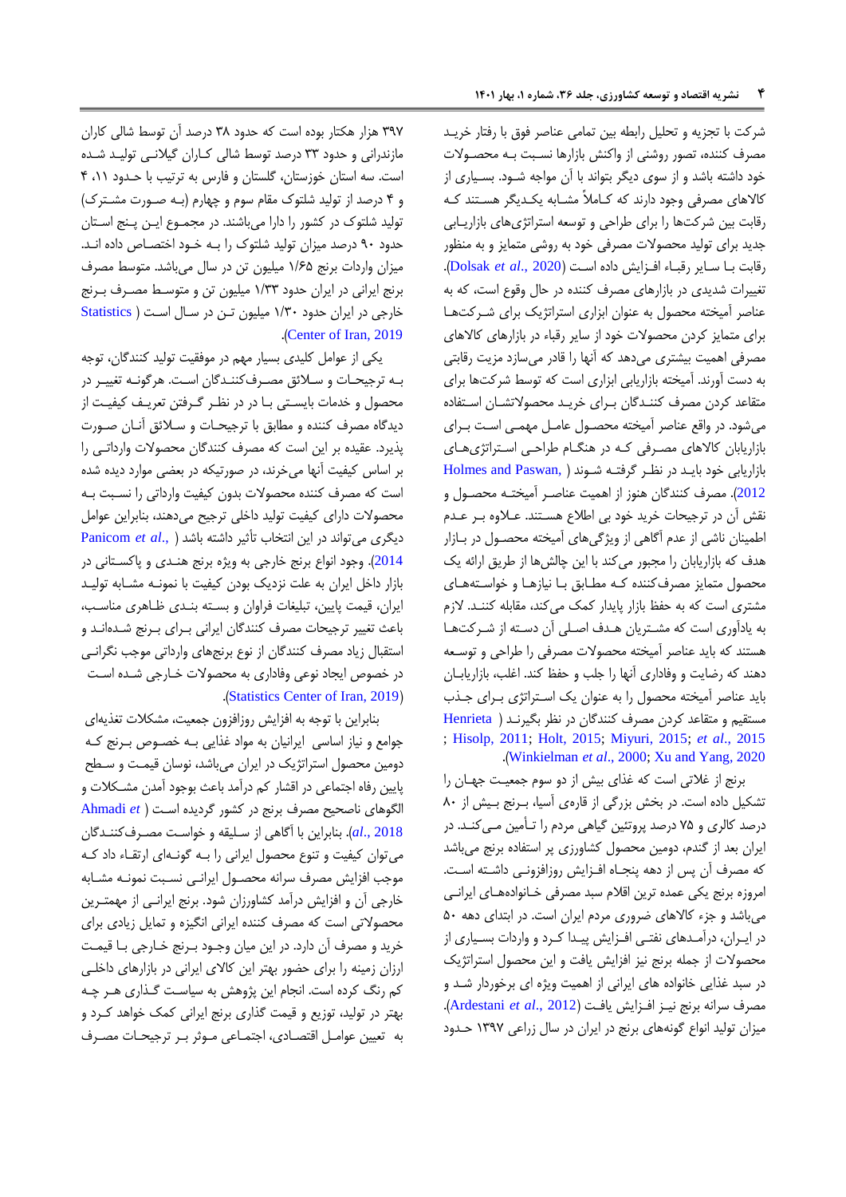شرکت با تجزیه و تحلیل رابطه بین تمامی عناصر فوق با رفتار خرید مصرف کننده، تصور روشنی از واکنش بازارها نسبت به محصولات خود داشته باشد و از سوی دیگر بتواند با آن مواجه شود. بسیاری از کالاهای مصرفی وجود دارند که کاملاً مشابه یکدیگر هستند که رقابت بین شرکت‌ها را برای طراحی و توسعه استراتژی‌های بازاریابی جدید برای تولید محصولات مصرفی خود به روشی متمایز و به منظور رقابت با سایر رقباء افزایش داده است (Dolsak *et al*., 2020). تغییرات شدیدی در بازارهای مصرف کننده در حال وقوع است، که به عناصر آمیخته محصول به عنوان ابزاری استراتژیک برای شرکت‌ها برای متمایز کردن محصولات خود از سایر رقباء در بازارهای کالاهای مصرفی اهمیت بیشتری می‌دهد که آنها را قادر می‌سازد مزیت رقابتی به دست آورند. آمیخته بازاریابی ابزاری است که توسط شرکت‌ها برای متقاعد کردن مصرف کنندگان برای خرید محصولاتشان استفاده می‌شود. در واقع عناصر آمیخته محصول عامل مهمی است برای بازاریابان کالاهای مصرفی که در هنگام طراحی استراتژی‌های بازاریابی خود باید در نظر گرفته شوند (Holmes and Paswan, 2012). مصرف کنندگان هنوز از اهمیت عناصر آمیخته محصول و نقش آن در ترجیحات خرید خود بی اطلاع هستند. علاوه بر عدم اطمینان ناشی از عدم آگاهی از ویژگی‌های آمیخته محصول در بازار هدف که بازاریابان را مجبور می‌کند با این چالش‌ها از طریق ارائه یک محصول متمایز مصرف‌کننده که مطابق با نیازها و خواسته‌های مشتری است که به حفظ بازار پایدار کمک می‌کند، مقابله کنند. لازم به یادآوری است که مشتریان هدف اصلی آن دسته از شرکت‌ها هستند که باید عناصر آمیخته محصولات مصرفی را طراحی و توسعه دهند که رضایت و وفاداری آنها را جلب و حفظ کند. اغلب، بازاریابان باید عناصر آمیخته محصول را به عنوان یک استراتژی برای جذب مستقیم و متقاعد کردن مصرف کنندگان در نظر بگیرند (Henrieta; Hisolp, 2011; Holt, 2015; Miyuri, 2015; *et al*., 2015 (Winkielman *et al*., 2000; Xu and Yang, 2020).

برنج از غلاتی است که غذای بیش از دو سوم جمعیت جهان را تشکیل داده است. در بخش بزرگی از قاره‌ی آسیا، برنج بیش از ۸۰ درصد کالری و ۷۵ درصد پروتئین گیاهی مردم را تأمین می‌کند. در ایران بعد از گندم، دومین محصول کشاورزی پر استفاده برنج می‌باشد که مصرف آن پس از دهه پنجاه افزایش روزافزونی داشته است. امروزه برنج یکی عمده ترین اقلام سبد مصرفی خانواده‌های ایرانی می‌باشد و جزء کالاهای ضروری مردم ایران است. از ابتدای دهه ۵۰ در ایران، درآمدهای نفتی افزایش پیدا کرد و واردات بسیاری از محصولات از جمله برنج نیز افزایش یافت و این محصول استراتژیک در سبد غذایی خانواده های ایرانی از اهمیت ویژه ای برخوردار شد و مصرف سرانه برنج نیز افزایش یافت (Ardestani *et al*., 2012). میزان تولید انواع گونه‌های برنج در ایران در سال زراعی ۱۳۹۷ حدود ۳۹۷ هزار هکتار بوده است که حدود ۳۸ درصد آن توسط شالی کاران مازندرانی و حدود ۳۳ درصد توسط شالی کاران گیلانی تولید شده است. سه استان خوزستان، گلستان و فارس به ترتیب با حدود ۱۱، ۴ و ۴ درصد از تولید شلتوک مقام سوم و چهارم (به صورت مشترک) تولید شلتوک در کشور را دارا می‌باشند. در مجموع این پنج استان حدود ۹۰ درصد میزان تولید شلتوک را به خود اختصاص داده اند. میزان واردات برنج ۱/۶۵ میلیون تن در سال می‌باشد. متوسط مصرف برنج ایرانی در ایران حدود ۱/۳۳ میلیون تن و متوسط مصرف برنج خارجی در ایران حدود ۱/۳۰ میلیون تن در سال است (Statistics Center of Iran, 2019).

یکی از عوامل کلیدی بسیار مهم در موفقیت تولید کنندگان، توجه به ترجیحات و سلائق مصرف‌کنندگان است. هرگونه تغییر در محصول و خدمات بایستی با در نظر گرفتن تعریف کیفیت از دیدگاه مصرف کننده و مطابق با ترجیحات و سلائق آنان صورت پذیرد. عقیده بر این است که مصرف کنندگان محصولات وارداتی را بر اساس کیفیت آنها می‌خرند، در صورتیکه در بعضی موارد دیده شده است که مصرف کننده محصولات بدون کیفیت وارداتی را نسبت به محصولات دارای کیفیت تولید داخلی ترجیح می‌دهند، بنابراین عوامل دیگری می‌تواند در این انتخاب تأثیر داشته باشد (Panicom *et al*., 2014). وجود انواع برنج خارجی به ویژه برنج هندی و پاکستانی در بازار داخل ایران به علت نزدیک بودن کیفیت با نمونه مشابه تولید ایران، قیمت پایین، تبلیغات فراوان و بسته بندی ظاهری مناسب، باعث تغییر ترجیحات مصرف کنندگان ایرانی برای برنج شده‌اند و استقبال زیاد مصرف کنندگان از نوع برنج‌های وارداتی موجب نگرانی در خصوص ایجاد نوعی وفاداری به محصولات خارجی شده است (Statistics Center of Iran, 2019).

بنابراین با توجه به افزایش روزافزون جمعیت، مشکلات تغذیه‌ای جوامع و نیاز اساسی ایرانیان به مواد غذایی به خصوص برنج که دومین محصول استراتژیک در ایران می‌باشد، نوسان قیمت و سطح پایین رفاه اجتماعی در اقشار کم درآمد باعث بوجود آمدن مشکلات و الگوهای ناصحیح مصرف برنج در کشور گردیده است (Ahmadi *et al*., 2018). بنابراین با آگاهی از سلیقه و خواست مصرف‌کنندگان می‌توان کیفیت و تنوع محصول ایرانی را به گونه‌ای ارتقاء داد که موجب افزایش مصرف سرانه محصول ایرانی نسبت نمونه مشابه خارجی آن و افزایش درآمد کشاورزان شود. برنج ایرانی از مهمترین محصولاتی است که مصرف کننده ایرانی انگیزه و تمایل زیادی برای خرید و مصرف آن دارد. در این میان وجود برنج خارجی با قیمت ارزان زمینه را برای حضور بهتر این کالای ایرانی در بازارهای داخلی کم رنگ کرده است. انجام این پژوهش به سیاست گذاری هر چه بهتر در تولید، توزیع و قیمت گذاری برنج ایرانی کمک خواهد کرد و به تعیین عوامل اقتصادی، اجتماعی موثر بر ترجیحات مصرف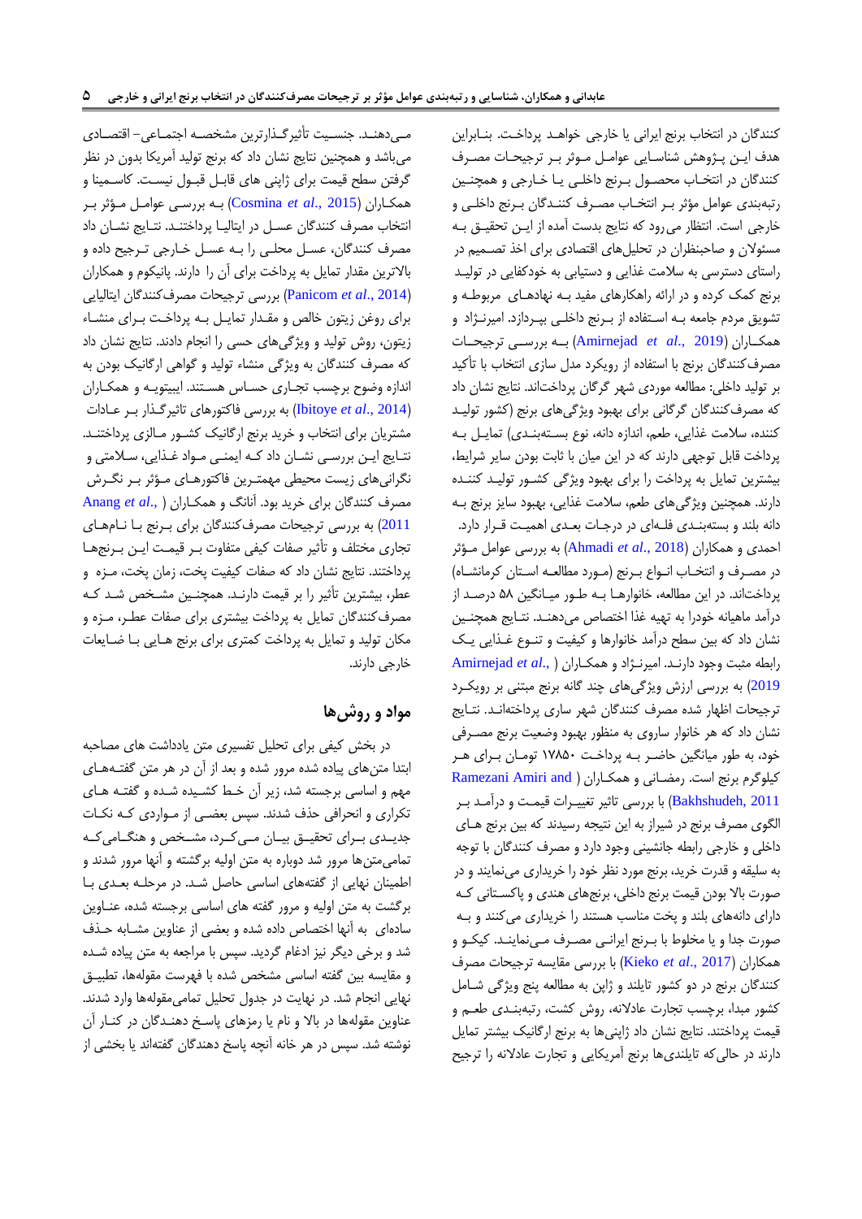کنندگان در انتخاب برنج ایرانی یا خارجی خواهد پرداخت. بنابراین هدف این پژوهش شناسایی عوامل موثر بر ترجیحات مصرف کنندگان در انتخاب محصول برنج داخلی یا خارجی و همچنین رتبه‌بندی عوامل مؤثر بر انتخاب مصرف کنندگان برنج داخلی و خارجی است. انتظار می رود که نتایج بدست آمده از این تحقیق به مسئولان و صاحبنظران در تحلیل‌های اقتصادی برای اخذ تصمیم در راستای دسترسی به سلامت غذایی و دستیابی به خودکفایی در تولید برنج کمک کرده و در ارائه راهکارهای مفید به نهادهای مربوطه و تشویق مردم جامعه به استفاده از برنج داخلی بپردازد. امیرنژاد و همکاران (Amirnejad *et al*., 2019) به بررسی ترجیحات مصرف‌کنندگان برنج با استفاده از رویکرد مدل سازی انتخاب با تأکید بر تولید داخلی: مطالعه موردی شهر گرگان پرداخته‌اند. نتایج نشان داد که مصرف‌کنندگان گرگانی برای بهبود ویژگی‌های برنج (کشور تولید کننده، سلامت غذایی، طعم، اندازه دانه، نوع بسته‌بندی) تمایل به پرداخت قابل توجهی دارند که در این میان با ثابت بودن سایر شرایط، بیشترین تمایل به پرداخت را برای بهبود ویژگی کشور تولید کننده دارند. همچنین ویژگی‌های طعم، سلامت غذایی، بهبود سایز برنج به دانه بلند و بسته‌بندی فله‌ای در درجات بعدی اهمیت قرار دارد. احمدی و همکاران (Ahmadi *et al*., 2018) به بررسی عوامل مؤثر در مصرف و انتخاب انواع برنج (مورد مطالعه استان کرمانشاه) پرداخته‌اند. در این مطالعه، خانوارها به طور میانگین ۵۸ درصد از درآمد ماهیانه خودرا به تهیه غذا اختصاص می‌دهند. نتایج همچنین نشان داد که بین سطح درآمد خانوارها و کیفیت و تنوع غذایی یک رابطه مثبت وجود دارند. امیرنژاد و همکاران ( Amirnejad *et al*., 2019) به بررسی ارزش ویژگی‌های چند گانه برنج مبتنی بر رویکرد ترجیحات اظهار شده مصرف کنندگان شهر ساری پرداخته‌اند. نتایج نشان داد که هر خانوار ساروی به منظور بهبود وضعیت برنج مصرفی خود، به طور میانگین حاضر به پرداخت ۱۷۸۵۰ تومان برای هر کیلوگرم برنج است. رمضانی و همکاران ( Ramezani Amiri and Bakhshudeh, 2011) با بررسی تاثیر تغییرات قیمت و درآمد بر الگوی مصرف برنج در شیراز به این نتیجه رسیدند که بین برنج های داخلی و خارجی رابطه جانشینی وجود دارد و مصرف کنندگان با توجه به سلیقه و قدرت خرید، برنج مورد نظر خود را خریداری می‌نمایند و در صورت بالا بودن قیمت برنج داخلی، برنج‌های هندی و پاکستانی که دارای دانه‌های بلند و پخت مناسب هستند را خریداری می کنند و به صورت جدا و یا مخلوط با برنج ایرانی مصرف می‌نمایند. کیکو و همکاران (Kieko *et al*., 2017) با بررسی مقایسه ترجیحات مصرف کنندگان برنج در دو کشور تایلند و ژاپن به مطالعه پنج ویژگی شامل کشور مبداء برچسب تجارت عادلانه، روش کشت، رتبه‌بندی طعم و قیمت پرداختند. نتایج نشان داد ژاپنی‌ها به برنج ارگانیک بیشتر تمایل دارند در حالی‌که تایلندی‌ها برنج آمریکایی و تجارت عادلانه را ترجیح می‌دهند. جنسیت تأثیرگذارترین مشخصه اجتماعی– اقتصادی می‌باشد و همچنین نتایج نشان داد که برنج تولید آمریکا بدون در نظر گرفتن سطح قیمت برای ژاپنی های قابل قبول نیست. کاسمینا و همکاران (Cosmina *et al*., 2015) به بررسی عوامل مؤثر بر انتخاب مصرف کنندگان عسل در ایتالیا پرداختند. نتایج نشان داد مصرف کنندگان، عسل محلی را به عسل خارجی ترجیح داده و بالاترین مقدار تمایل به پرداخت برای آن را دارند. پانیکوم و همکاران (Panicom *et al*., 2014) بررسی ترجیحات مصرف‌کنندگان ایتالیایی برای روغن زیتون خالص و مقدار تمایل به پرداخت برای منشاء زیتون، روش تولید و ویژگی‌های حسی را انجام دادند. نتایج نشان داد که مصرف کنندگان به ویژگی منشاء تولید و گواهی ارگانیک بودن به اندازه وضوح برچسب تجاری حساس هستند. ایبیتویه و همکاران (Ibitoye *et al*., 2014) به بررسی فاکتورهای تاثیرگذار بر عادات مشتریان برای انتخاب و خرید برنج ارگانیک کشور مالزی پرداختند. نتایج این بررسی نشان داد که ایمنی مواد غذایی، سلامتی و نگرانی‌های زیست محیطی مهمترین فاکتورهای مؤثر بر نگرش مصرف کنندگان برای خرید بود. آنانگ و همکاران ( Anang *et al*., 2011) به بررسی ترجیحات مصرف‌کنندگان برای برنج با نام‌های تجاری مختلف و تأثیر صفات کیفی متفاوت بر قیمت این برنج‌ها پرداختند. نتایج نشان داد که صفات کیفیت پخت، زمان پخت، مزه و عطر، بیشترین تأثیر را بر قیمت دارند. همچنین مشخص شد که مصرف‌کنندگان تمایل به پرداخت بیشتری برای صفات عطر، مزه و مکان تولید و تمایل به پرداخت کمتری برای برنج هایی با ضایعات خارجی دارند.

## مواد و روش‌ها

در بخش کیفی برای تحلیل تفسیری متن یادداشت های مصاحبه ابتدا متن‌های پیاده شده مرور شده و بعد از آن در هر متن گفته‌های مهم و اساسی برجسته شد، زیر آن خط کشیده شده و گفته های تکراری و انحرافی حذف شدند. سپس بعضی از مواردی که نکات جدیدی برای تحقیق بیان می‌کرد، مشخص و هنگامی‌که تمامی‌متن‌ها مرور شد دوباره به متن اولیه برگشته و آنها مرور شدند و اطمینان نهایی از گفته‌های اساسی حاصل شد. در مرحله بعدی با برگشت به متن اولیه و مرور گفته های اساسی برجسته شده، عناوین ساده‌ای به آنها اختصاص داده شده و بعضی از عناوین مشابه حذف شد و برخی دیگر نیز ادغام گردید. سپس با مراجعه به متن پیاده شده و مقایسه بین گفته اساسی مشخص شده با فهرست مقوله‌ها، تطبیق نهایی انجام شد. در نهایت در جدول تحلیل تمامی‌مقوله‌ها وارد شدند. عناوین مقوله‌ها در بالا و نام یا رمزهای پاسخ دهندگان در کنار آن نوشته شد. سپس در هر خانه آنچه پاسخ دهندگان گفته‌اند یا بخشی از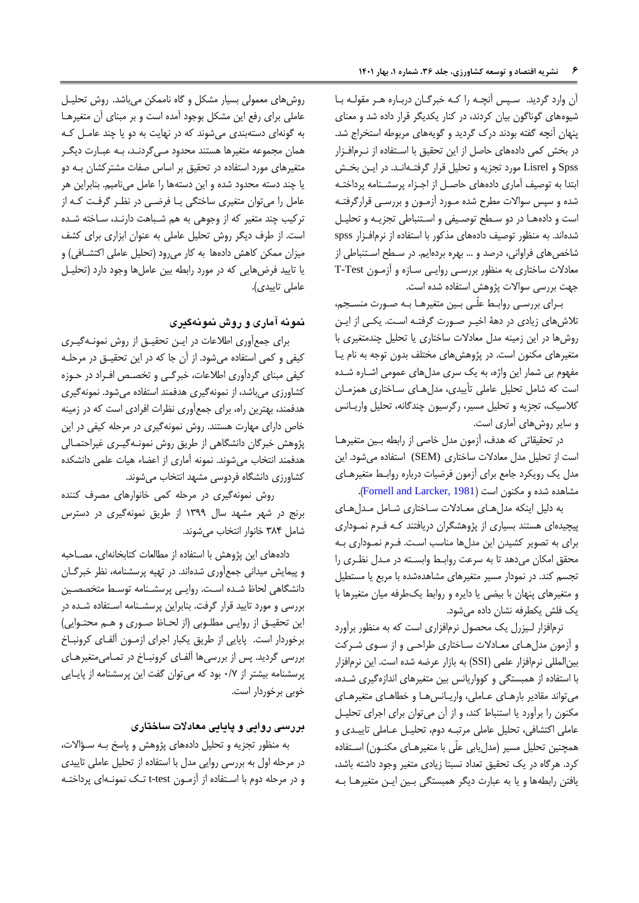آن وارد گردید. سپس آنچه را که خبرگان درباره هر مقوله با شیوه‌های گوناگون بیان کردند، در کنار یکدیگر قرار داده شد و معنای پنهان آنچه گفته بودند درک گردید و گویه‌های مربوطه استخراج شد. در بخش کمی داده‌های حاصل از این تحقیق با استفاده از نرم‌افزار Spss و Lisrel مورد تجزیه و تحلیل قرار گرفته‌اند. در این بخش ابتدا به توصیف آماری داده‌های حاصل از اجزاء پرسشنامه پرداخته شده و سپس سوالات مطرح شده مورد آزمون و بررسی قرارگرفته است و داده‌ها در دو سطح توصیفی و استنباطی تجزیه و تحلیل شده‌اند. به منظور توصیف داده‌های مذکور با استفاده از نرم‌افزار spss شاخص‌های فراوانی، درصد و ... بهره برده‌ایم. در سطح استنباطی از معادلات ساختاری به منظور بررسی روایی سازه و آزمون T-Test جهت بررسی سوالات پژوهش استفاده شده است.

برای بررسی روابط علّی بین متغیرها به صورت منسجم، تلاش‌های زیادی در دههٔ اخیر صورت گرفته است. یکی از این روش‌ها در این زمینه مدل معادلات ساختاری یا تحلیل چندمتغیری با متغیرهای مکنون است. در پژوهش‌های مختلف بدون توجه به نام یا مفهوم بی شمار این واژه، به یک سری مدل‌های عمومی اشاره شده است که شامل تحلیل عاملی تأییدی، مدل‌های ساختاری همزمان کلاسیک، تجزیه و تحلیل مسیر، رگرسیون چندگانه، تحلیل واریانس و سایر روش‌های آماری است.

در تحقیقاتی که هدف، آزمون مدل خاصی از رابطه بین متغیرها است از تحلیل مدل معادلات ساختاری (SEM) استفاده می‌شود. این مدل یک رویکرد جامع برای آزمون فرضیات درباره روابط متغیرهای مشاهده شده و مکنون است (Fornell and Larcker, 1981).

به دلیل اینکه مدل‌های معادلات ساختاری شامل مدل‌های پیچیده‌ای هستند بسیاری از پژوهشگران دریافتند که فرم نموداری برای به تصویر کشیدن این مدل‌ها مناسب است. فرم نموداری به محقق امکان می‌دهد تا به سرعت روابط وابسته در مدل نظری را تجسم کند. در نمودار مسیر متغیرهای مشاهده‌شده با مربع یا مستطیل و متغیرهای پنهان با بیضی یا دایره و روابط یک‌طرفه میان متغیرها با یک فلش یکطرفه نشان داده می‌شود.

نرم‌افزار لیزرل یک محصول نرم‌افزاری است که به منظور برآورد و آزمون مدل‌های معادلات ساختاری طراحی و از سوی شرکت بین‌المللی نرم‌افزار علمی (SSI) به بازار عرضه شده است. این نرم‌افزار با استفاده از همبستگی و کوواریانس بین متغیرهای اندازه‌گیری شده، می‌تواند مقادیر بارهای عاملی، واریانس‌ها و خطاهای متغیرهای مکنون را برآورد یا استنباط کند، و از آن می‌توان برای اجرای تحلیل عاملی اکتشافی، تحلیل عاملی مرتبه دوم، تحلیل عاملی تاییدی و همچنین تحلیل مسیر (مدل‌یابی علّی با متغیرهای مکنون) استفاده کرد. هرگاه در یک تحقیق تعداد نسبتا زیادی متغیر وجود داشته باشد، یافتن رابطه‌ها و یا به عبارت دیگر همبستگی بین این متغیرها به روش‌های معمولی بسیار مشکل و گاه ناممکن می‌باشد. روش تحلیل عاملی برای رفع این مشکل بوجود آمده است و بر مبنای آن متغیرها به گونه‌ای دسته‌بندی می‌شوند که در نهایت به دو یا چند عامل که همان مجموعه متغیرها هستند محدود می‌گردند، به عبارت دیگر متغیرهای مورد استفاده در تحقیق بر اساس صفات مشترکشان به دو یا چند دسته محدود شده و این دسته‌ها را عامل می‌نامیم. بنابراین هر عامل را می‌توان متغیری ساختگی یا فرضی در نظر گرفت که از ترکیب چند متغیر که از وجوهی به هم شباهت دارند، ساخته شده است. از طرف دیگر روش تحلیل عاملی به عنوان ابزاری برای کشف میزان ممکن کاهش داده‌ها به کار می‌رود (تحلیل عاملی اکتشافی) و یا تایید فرضهایی که در مورد رابطه بین عامل‌ها وجود دارد (تحلیل عاملی تاییدی).

## نمونه آماری و روش نمونه‌گیری

برای جمع‌آوری اطلاعات در این تحقیق از روش نمونه‌گیری کیفی و کمی استفاده می‌شود. از آن جا که در این تحقیق در مرحله کیفی مبنای گردآوری اطلاعات، خبرگی و تخصص افراد در حوزه کشاورزی می‌باشد، از نمونه‌گیری هدفمند استفاده می‌شود. نمونه‌گیری هدفمند، بهترین راه، برای جمع‌آوری نظرات افرادی است که در زمینه خاص دارای مهارت هستند. روش نمونه‌گیری در مرحله کیفی در این پژوهش خبرگان دانشگاهی از طریق روش نمونه‌گیری غیراحتمالی هدفمند انتخاب می‌شوند. نمونه آماری از اعضاء هیات علمی دانشکده کشاورزی دانشگاه فردوسی مشهد انتخاب می‌شوند.

روش نمونه‌گیری در مرحله کمی خانوارهای مصرف کننده برنج در شهر مشهد سال ۱۳۹۹ از طریق نمونه‌گیری در دسترس شامل ۳۸۴ خانوار انتخاب می‌شوند.

داده‌های این پژوهش با استفاده از مطالعات کتابخانه‌ای، مصاحبه و پیمایش میدانی جمع‌آوری شده‌اند. در تهیه پرسشنامه، نظر خبرگان دانشگاهی لحاظ شده است. روایی پرسشنامه توسط متخصصین بررسی و مورد تایید قرار گرفت. بنابراین پرسشنامه استفاده شده در این تحقیق از روایی مطلوبی (از لحاظ صوری و هم محتوایی) برخوردار است. پایایی از طریق یکبار اجرای ازمون آلفای کرونباخ بررسی گردید. پس از بررسی‌ها آلفای کرونباخ در تمامی‌متغیرهای پرسشنامه بیشتر از ۰/۷ بود که می‌توان گفت این پرسشنامه از پایایی خوبی برخوردار است.

## بررسی روایی و پایایی معادلات ساختاری

به منظور تجزیه و تحلیل داده‌های پژوهش و پاسخ به سؤالات، در مرحله اول به بررسی روایی مدل با استفاده از تحلیل عاملی تاییدی و در مرحله دوم با استفاده از آزمون t-test تک نمونه‌ای پرداخته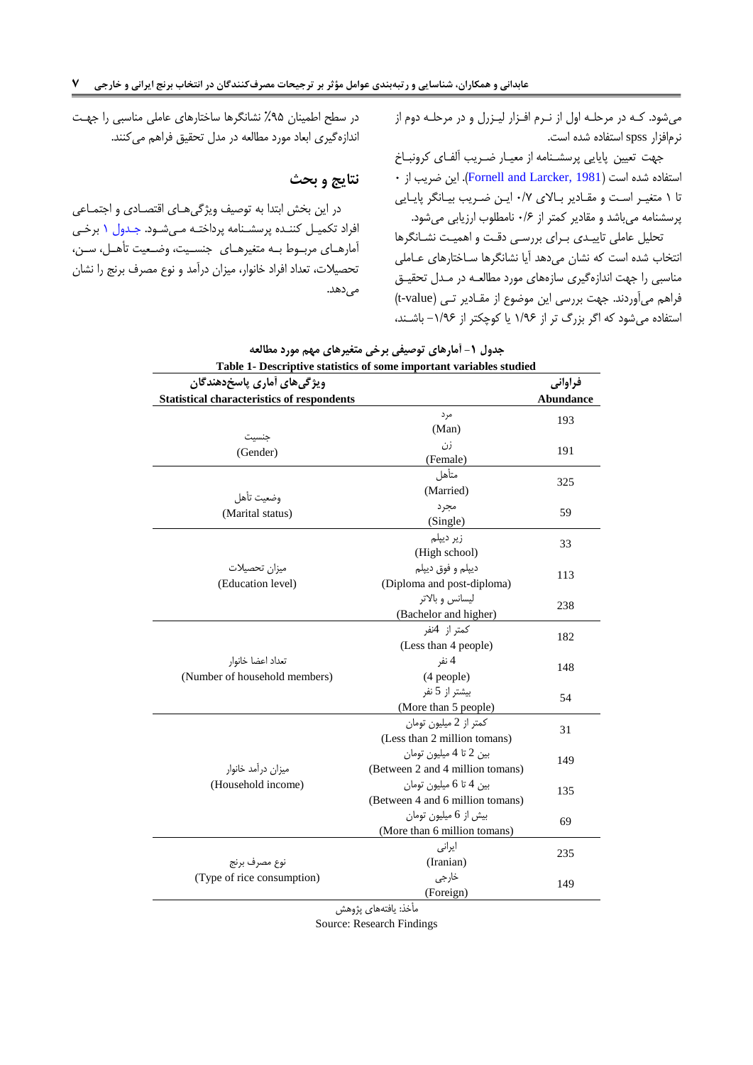می‌شود. کـه در مرحلـه اول از نـرم افـزار لیـزرل و در مرحلـه دوم از نرم‌افزار spss استفاده شده است.

جهت تعیین پایایی پرسشـنامه از معیـار ضـریب آلفـای کرونبـاخ استفاده شده است (Fornell and Larcker, 1981). این ضریب از ۰ تا ۱ متغیـر اسـت و مقـادیر بـالای ۰/۷ ایـن ضـریب بیـانگر پایـایی پرسشنامه می‌باشد و مقادیر کمتر از ۰/۶ نامطلوب ارزیابی می‌شود.

تحلیل عاملی تاییـدی بـرای بررسـی دقـت و اهمیـت نشـانگرها انتخاب شده است که نشان می‌دهد آیا نشانگرها سـاختارهای عـاملی مناسبی را جهت اندازه‌گیری سازه‌های مورد مطالعـه در مـدل تحقیـق فراهم می‌آوردند. جهت بررسی این موضوع از مقـادیر تـی (t-value) استفاده می‌شود که اگر بزرگ تر از ۱/۹۶ یا کوچکتر از ۱/۹۶- باشـند، در سطح اطمینان ۹۵٪ نشانگرها ساختارهای عاملی مناسبی را جهـت اندازه‌گیری ابعاد مورد مطالعه در مدل تحقیق فراهم می‌کنند.

## نتایج و بحث

در این بخش ابتدا به توصیف ویژگی‌هـای اقتصـادی و اجتمـاعی افراد تکمیـل کننـده پرسشـنامه پرداختـه مـی‌شـود. جـدول ۱ برخـی آمارهـای مربـوط بـه متغیرهـای جنسـیت، وضـعیت تأهـل، سـن، تحصیلات، تعداد افراد خانوار، میزان درآمد و نوع مصرف برنج را نشان می‌دهد.

**جدول ۱- آمارهای توصیفی برخی متغیرهای مهم مورد مطالعه**

**Table 1- Descriptive statistics of some important variables studied**

| ویژگی‌های آماری پاسخ‌دهندگان<br>Statistical characteristics of respondents | | فراوانی<br>Abundance |
|---|---|---|
| جنسیت<br>(Gender) | مرد<br>(Man) | 193 |
| | زن<br>(Female) | 191 |
| وضعیت تأهل<br>(Marital status) | متأهل<br>(Married) | 325 |
| | مجرد<br>(Single) | 59 |
| میزان تحصیلات<br>(Education level) | زیر دیپلم<br>(High school) | 33 |
| | دیپلم و فوق دیپلم<br>(Diploma and post-diploma) | 113 |
| | لیسانس و بالاتر<br>(Bachelor and higher) | 238 |
| تعداد اعضا خانوار<br>(Number of household members) | کمتر از 4نفر<br>(Less than 4 people) | 182 |
| | 4 نفر<br>(4 people) | 148 |
| | بیشتر از 5 نفر<br>(More than 5 people) | 54 |
| میزان درآمد خانوار<br>(Household income) | کمتر از 2 میلیون تومان<br>(Less than 2 million tomans) | 31 |
| | بین 2 تا 4 میلیون تومان<br>(Between 2 and 4 million tomans) | 149 |
| | بین 4 تا 6 میلیون تومان<br>(Between 4 and 6 million tomans) | 135 |
| | بیش از 6 میلیون تومان<br>(More than 6 million tomans) | 69 |
| نوع مصرف برنج<br>(Type of rice consumption) | ایرانی<br>(Iranian) | 235 |
| | خارجی<br>(Foreign) | 149 |

مأخذ: یافته‌های پژوهش

Source: Research Findings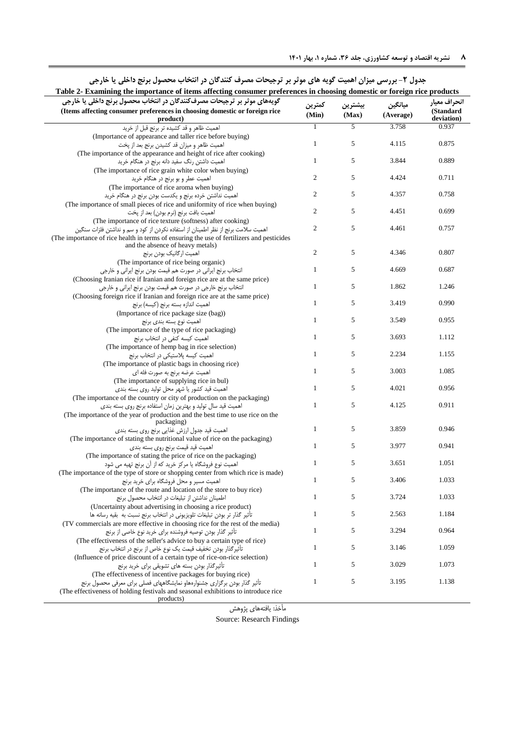**جدول ۲- بررسی میزان اهمیت گویه های موثر بر ترجیحات مصرف کنندگان در انتخاب محصول برنج داخلی یا خارجی**

**Table 2- Examining the importance of items affecting consumer preferences in choosing domestic or foreign rice products**

| گویه‌های موثر بر ترجیحات مصرف‌کنندگان در انتخاب محصول برنج داخلی یا خارجی (Items affecting consumer preferences in choosing domestic or foreign rice product) | کمترین (Min) | بیشترین (Max) | میانگین (Average) | انحراف معیار (Standard deviation) |
|---|---|---|---|---|
| اهمیت ظاهر و قد کشیده تر برنج قبل از خرید (Importance of appearance and taller rice before buying) | 1 | 5 | 3.758 | 0.937 |
| اهمیت ظاهر و میزان قد کشیدن برنج بعد از پخت (The importance of the appearance and height of rice after cooking) | 1 | 5 | 4.115 | 0.875 |
| اهمیت داشتن رنگ سفید دانه برنج در هنگام خرید (The importance of rice grain white color when buying) | 1 | 5 | 3.844 | 0.889 |
| اهمیت عطر و بو برنج در هنگام خرید (The importance of rice aroma when buying) | 2 | 5 | 4.424 | 0.711 |
| اهمیت نداشتن خرده برنج و یکدست بودن برنج در هنگام خرید (The importance of small pieces of rice and uniformity of rice when buying) | 2 | 5 | 4.357 | 0.758 |
| اهمیت بافت برنج (نرم بودن) بعد از پخت (The importance of rice texture (softness) after cooking) | 2 | 5 | 4.451 | 0.699 |
| اهمیت سلامت برنج از نظر اطمینان از استفاده نکردن از کود و سم و نداشتن فلزات سنگین (The importance of rice health in terms of ensuring the use of fertilizers and pesticides and the absence of heavy metals) | 2 | 5 | 4.461 | 0.757 |
| اهمیت ارگانیک بودن برنج (The importance of rice being organic) | 2 | 5 | 4.346 | 0.807 |
| انتخاب برنج ایرانی در صورت هم قیمت بودن برنج ایرانی و خارجی (Choosing Iranian rice if Iranian and foreign rice are at the same price) | 1 | 5 | 4.669 | 0.687 |
| انتخاب برنج خارجی در صورت هم قیمت بودن برنج ایرانی و خارجی (Choosing foreign rice if Iranian and foreign rice are at the same price) | 1 | 5 | 1.862 | 1.246 |
| اهمیت اندازه بسته برنج (کیسه) برنج (Importance of rice package size (bag)) | 1 | 5 | 3.419 | 0.990 |
| اهمیت نوع بسته بندی برنج (The importance of the type of rice packaging) | 1 | 5 | 3.549 | 0.955 |
| اهمیت کیسه کنفی در انتخاب برنج (The importance of hemp bag in rice selection) | 1 | 5 | 3.693 | 1.112 |
| اهمیت کیسه پلاستیکی در انتخاب برنج (The importance of plastic bags in choosing rice) | 1 | 5 | 2.234 | 1.155 |
| اهمیت عرضه برنج به صورت فله ای (The importance of supplying rice in bul) | 1 | 5 | 3.003 | 1.085 |
| اهمیت قید کشور یا شهر محل تولید روی بسته بندی (The importance of the country or city of production on the packaging) | 1 | 5 | 4.021 | 0.956 |
| اهمیت قید سال تولید و بهترین زمان استفاده برنج روی بسته بندی (The importance of the year of production and the best time to use rice on the packaging) | 1 | 5 | 4.125 | 0.911 |
| اهمیت قید جدول ارزش غذایی برنج روی بسته بندی (The importance of stating the nutritional value of rice on the packaging) | 1 | 5 | 3.859 | 0.946 |
| اهمیت قید قیمت برنج روی بسته بندی (The importance of stating the price of rice on the packaging) | 1 | 5 | 3.977 | 0.941 |
| اهمیت نوع فروشگاه یا مرکز خرید که از آن برنج تهیه می شود (The importance of the type of store or shopping center from which rice is made) | 1 | 5 | 3.651 | 1.051 |
| اهمیت مسیر و محل فروشگاه برای خرید برنج (The importance of the route and location of the store to buy rice) | 1 | 5 | 3.406 | 1.033 |
| اطمینان نداشتن از تبلیغات در انتخاب محصول برنج (Uncertainty about advertising in choosing a rice product) | 1 | 5 | 3.724 | 1.033 |
| تأثیر گذار تر بودن تبلیغات تلویزیونی در انتخاب برنج نسبت به بقیه رسانه ها (TV commercials are more effective in choosing rice for the rest of the media) | 1 | 5 | 2.563 | 1.184 |
| تأثیر گذار بودن توصیه فروشنده برای خرید نوع خاصی از برنج (The effectiveness of the seller's advice to buy a certain type of rice) | 1 | 5 | 3.294 | 0.964 |
| تأثیرگذار بودن تخفیف قیمت یک نوع خاص از برنج در انتخاب برنج (Influence of price discount of a certain type of rice-on-rice selection) | 1 | 5 | 3.146 | 1.059 |
| تأثیرگذار بودن بسته های تشویقی برای خرید برنج (The effectiveness of incentive packages for buying rice) | 1 | 5 | 3.029 | 1.073 |
| تأثیر گذار بودن برگزاری جشنواره‌هاو نمایشگاههای فصلی برای معرفی محصول برنج (The effectiveness of holding festivals and seasonal exhibitions to introduce rice products) | 1 | 5 | 3.195 | 1.138 |

مأخذ: یافته‌های پژوهش

Source: Research Findings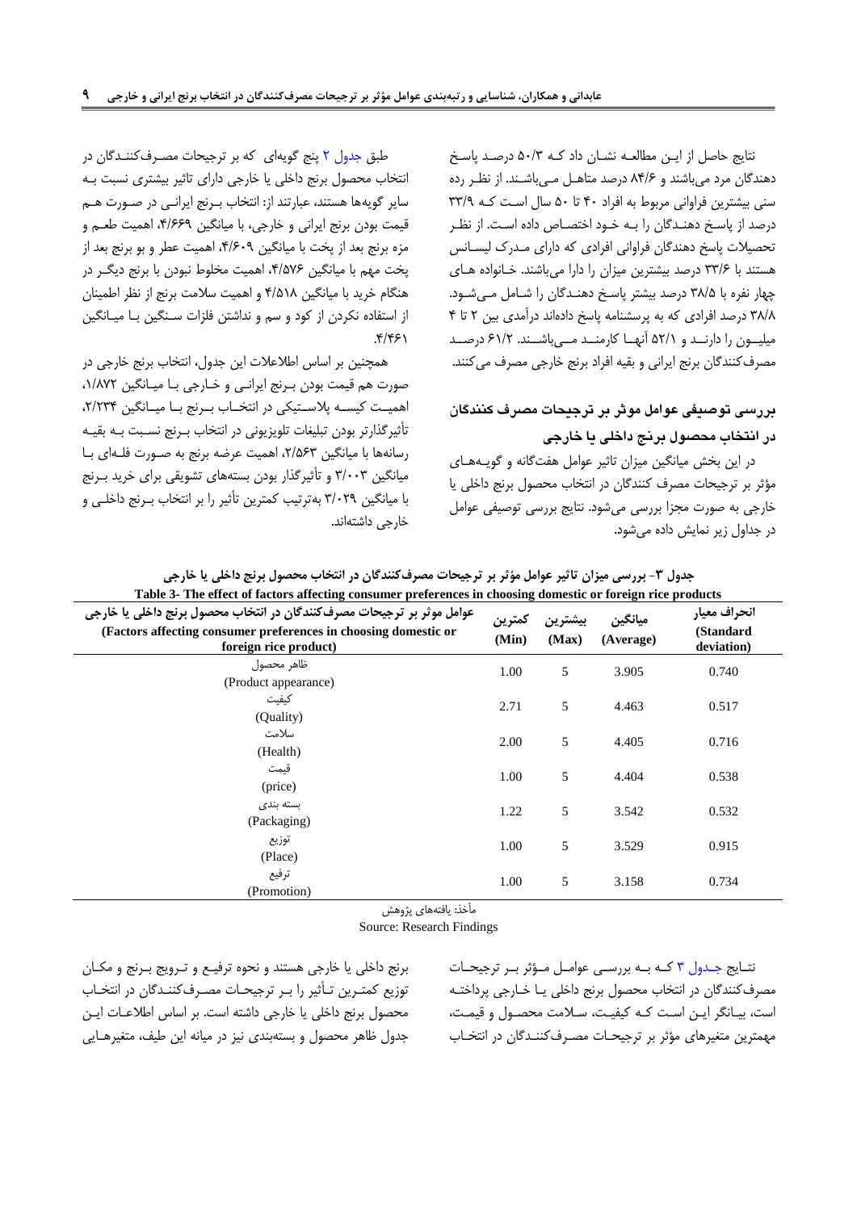نتایج حاصل از ایـن مطالعـه نشـان داد کـه ۵۰/۳ درصـد پاسـخ دهندگان مرد می‌باشند و ۸۴/۶ درصد متاهـل مـی‌باشـند. از نظـر رده سنی بیشترین فراوانی مربوط به افراد ۴۰ تا ۵۰ سال اسـت کـه ۳۳/۹ درصد از پاسـخ دهنـدگان را بـه خـود اختصـاص داده اسـت. از نظـر تحصیلات پاسخ دهندگان فراوانی افرادی که دارای مـدرک لیسـانس هستند با ۳۳/۶ درصد بیشترین میزان را دارا می‌باشند. خـانواده هـای چهار نفره با ۳۸/۵ درصد بیشتر پاسـخ دهنـدگان را شـامل مـی‌شـود. ۳۸/۸ درصد افرادی که به پرسشنامه پاسخ داده‌اند درآمدی بین ۲ تا ۴ میلیـون را دارنـد و ۵۲/۱ آنهـا کارمنـد مـی‌باشـند. ۶۱/۲ درصـد مصرف‌کنندگان برنج ایرانی و بقیه افراد برنج خارجی مصرف می‌کنند.

## بررسی توصیفی عوامل موثر بر ترجیحات مصرف کنندگان در انتخاب محصول برنج داخلی یا خارجی

در این بخش میانگین میزان تاثیر عوامل هفت‌گانه و گویـه‌هـای مؤثر بر ترجیحات مصرف کنندگان در انتخاب محصول برنج داخلی یا خارجی به صورت مجزا بررسی می‌شود. نتایج بررسی توصیفی عوامل در جداول زیر نمایش داده می‌شود.

طبق جدول ۲ پنج گویه‌ای که بر ترجیحات مصـرف‌کننـدگان در انتخاب محصول برنج داخلی یا خارجی دارای تاثیر بیشتری نسبت بـه سایر گویه‌ها هستند، عبارتند از: انتخاب بـرنج ایرانـی در صـورت هـم قیمت بودن برنج ایرانی و خارجی، با میانگین ۴/۶۶۹، اهمیت طعـم و مزه برنج بعد از پخت با میانگین ۴/۶۰۹، اهمیت عطر و بو برنج بعد از پخت مهم با میانگین ۴/۵۷۶، اهمیت مخلوط نبودن با برنج دیگـر در هنگام خرید با میانگین ۴/۵۱۸ و اهمیت سلامت برنج از نظر اطمینان از استفاده نکردن از کود و سم و نداشتن فلزات سـنگین بـا میـانگین ۴/۴۶۱.

همچنین بر اساس اطلاعات این جدول، انتخاب برنج خارجی در صورت هم قیمت بودن بـرنج ایرانـی و خـارجی بـا میـانگین ۱/۸۷۲، اهمیـت کیسـه پلاسـتیکی در انتخـاب بـرنج بـا میـانگین ۲/۲۳۴، تأثیرگذارتر بودن تبلیغات تلویزیونی در انتخاب بـرنج نسـبت بـه بقیـه رسانه‌ها با میانگین ۲/۵۶۳، اهمیت عرضه برنج به صـورت فلـه‌ای بـا میانگین ۳/۰۰۳ و تأثیرگذار بودن بسته‌های تشویقی برای خرید بـرنج با میانگین ۳/۰۲۹ به‌ترتیب کمترین تأثیر را بر انتخاب بـرنج داخلـی و خارجی داشته‌اند.

جدول ۳- بررسی میزان تاثیر عوامل مؤثر بر ترجیحات مصرف‌کنندگان در انتخاب محصول برنج داخلی یا خارجی

Table 3- The effect of factors affecting consumer preferences in choosing domestic or foreign rice products

| عوامل موثر بر ترجیحات مصرف‌کنندگان در انتخاب محصول برنج داخلی یا خارجی (Factors affecting consumer preferences in choosing domestic or foreign rice product) | کمترین (Min) | بیشترین (Max) | میانگین (Average) | انحراف معیار (Standard deviation) |
|---|---|---|---|---|
| ظاهر محصول (Product appearance) | 1.00 | 5 | 3.905 | 0.740 |
| کیفیت (Quality) | 2.71 | 5 | 4.463 | 0.517 |
| سلامت (Health) | 2.00 | 5 | 4.405 | 0.716 |
| قیمت (price) | 1.00 | 5 | 4.404 | 0.538 |
| بسته بندی (Packaging) | 1.22 | 5 | 3.542 | 0.532 |
| توزیع (Place) | 1.00 | 5 | 3.529 | 0.915 |
| ترفیع (Promotion) | 1.00 | 5 | 3.158 | 0.734 |

مأخذ: یافته‌های پژوهش

Source: Research Findings

نتـایج جـدول ۳ کـه بـه بررسـی عوامـل مـؤثر بـر ترجیحـات مصرف‌کنندگان در انتخاب محصول برنج داخلی یـا خـارجی پرداختـه است، بیـانگر ایـن اسـت کـه کیفیـت، سـلامت محصـول و قیمـت، مهمترین متغیرهای مؤثر بر ترجیحـات مصـرف‌کننـدگان در انتخـاب برنج داخلی یا خارجی هستند و نحوه ترفیـع و تـرویج بـرنج و مکـان توزیع کمتـرین تـأثیر را بـر ترجیحـات مصـرف‌کننـدگان در انتخـاب محصول برنج داخلی یا خارجی داشته است. بر اساس اطلاعـات ایـن جدول ظاهر محصول و بسته‌بندی نیز در میانه این طیف، متغیرهـایی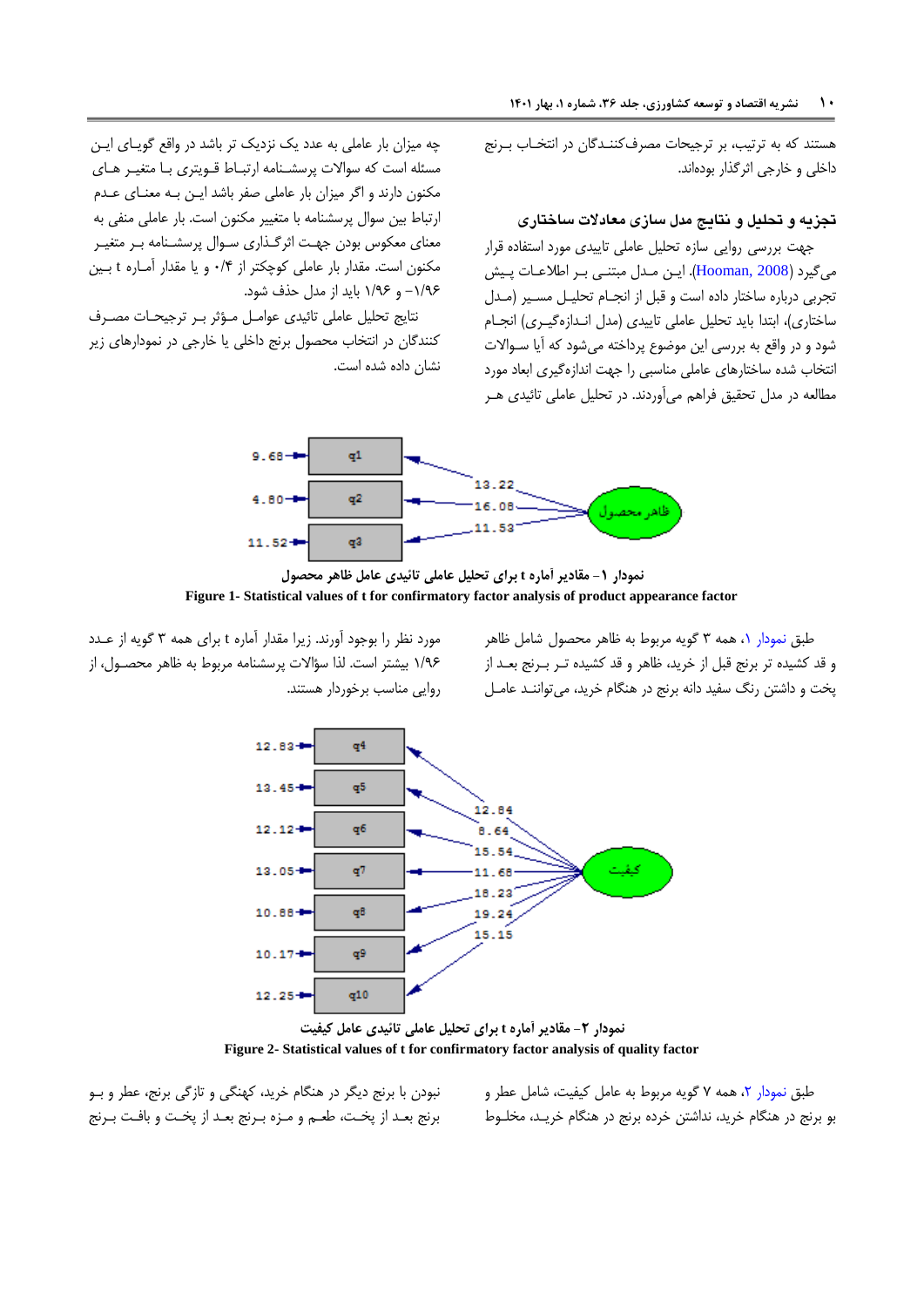هستند که به ترتیب، بر ترجیحات مصرف‌کنندگان در انتخاب برنج داخلی و خارجی اثرگذار بوده‌اند.

## تجزیه و تحلیل و نتایج مدل سازی معادلات ساختاری

جهت بررسی روایی سازه تحلیل عاملی تاییدی مورد استفاده قرار می‌گیرد (Hooman, 2008). این مدل مبتنی بر اطلاعات پیش تجربی درباره ساختار داده است و قبل از انجام تحلیل مسیر (مدل ساختاری)، ابتدا باید تحلیل عاملی تاییدی (مدل اندازه‌گیری) انجام شود و در واقع به بررسی این موضوع پرداخته می‌شود که آیا سوالات انتخاب شده ساختارهای عاملی مناسبی را جهت اندازه‌گیری ابعاد مورد مطالعه در مدل تحقیق فراهم می‌آورند. در تحلیل عاملی تائیدی هر چه میزان بار عاملی به عدد یک نزدیک تر باشد در واقع گویای این مسئله است که سوالات پرسشنامه ارتباط قویتری با متغیر های مکنون دارند و اگر میزان بار عاملی صفر باشد این به معنای عدم ارتباط بین سوال پرسشنامه با متغییر مکنون است. بار عاملی منفی به معنای معکوس بودن جهت اثرگذاری سوال پرسشنامه بر متغیر مکنون است. مقدار بار عاملی کوچکتر از ۰/۴ و یا مقدار آماره t بین ۱/۹۶- و ۱/۹۶ باید از مدل حذف شود.

نتایج تحلیل عاملی تائیدی عوامل مؤثر بر ترجیحات مصرف کنندگان در انتخاب محصول برنج داخلی یا خارجی در نمودارهای زیر نشان داده شده است.

نمودار ۱- مقادیر آماره t برای تحلیل عاملی تائیدی عامل ظاهر محصول

**Figure 1- Statistical values of t for confirmatory factor analysis of product appearance factor**

طبق نمودار ۱، همه ۳ گویه مربوط به ظاهر محصول شامل ظاهر و قد کشیده تر برنج قبل از خرید، ظاهر و قد کشیده تر برنج بعد از پخت و داشتن رنگ سفید دانه برنج در هنگام خرید، می‌توانند عامل مورد نظر را بوجود آورند. زیرا مقدار آماره t برای همه ۳ گویه از عدد ۱/۹۶ بیشتر است. لذا سؤالات پرسشنامه مربوط به ظاهر محصول، از روایی مناسب برخوردار هستند.

نمودار ۲- مقادیر آماره t برای تحلیل عاملی تائیدی عامل کیفیت

**Figure 2- Statistical values of t for confirmatory factor analysis of quality factor**

طبق نمودار ۲، همه ۷ گویه مربوط به عامل کیفیت، شامل عطر و بو برنج در هنگام خرید، نداشتن خرده برنج در هنگام خرید، مخلوط نبودن با برنج دیگر در هنگام خرید، کهنگی و تازگی برنج، عطر و بو برنج بعد از پخت، طعم و مزه برنج بعد از پخت و بافت برنج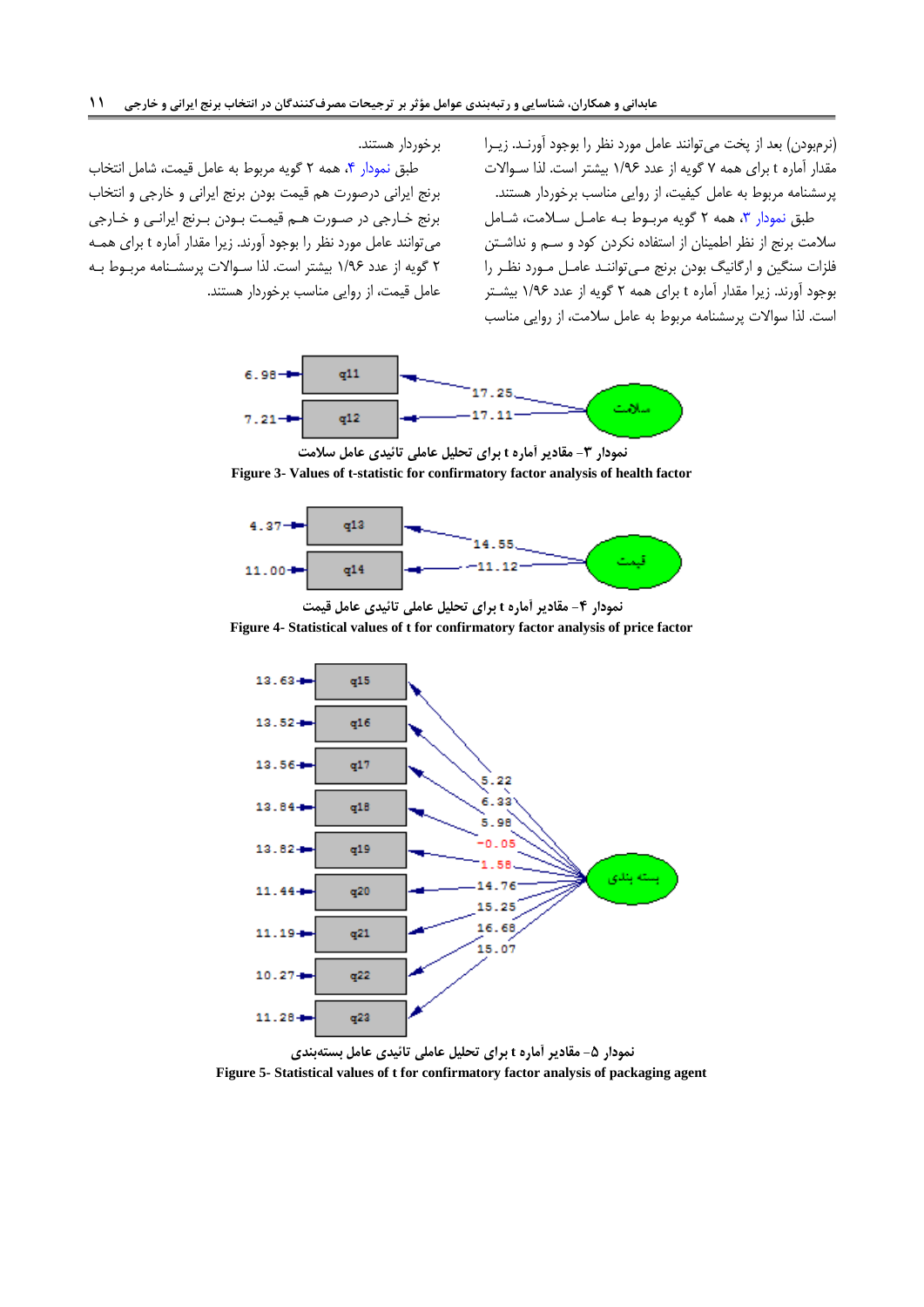(نرم‌بودن) بعد از پخت می‌توانند عامل مورد نظر را بوجود آورند. زیرا مقدار آماره t برای همه ۷ گویه از عدد ۱/۹۶ بیشتر است. لذا سوالات پرسشنامه مربوط به عامل کیفیت، از روایی مناسب برخوردار هستند.

طبق نمودار ۳، همه ۲ گویه مربوط به عامل سلامت، شامل سلامت برنج از نظر اطمینان از استفاده نکردن کود و سم و نداشتن فلزات سنگین و ارگانیگ بودن برنج می‌توانند عامل مورد نظر را بوجود آورند. زیرا مقدار آماره t برای همه ۲ گویه از عدد ۱/۹۶ بیشتر است. لذا سوالات پرسشنامه مربوط به عامل سلامت، از روایی مناسب برخوردار هستند.

طبق نمودار ۴، همه ۲ گویه مربوط به عامل قیمت، شامل انتخاب برنج ایرانی درصورت هم قیمت بودن برنج ایرانی و خارجی و انتخاب برنج خارجی در صورت هم قیمت بودن برنج ایرانی و خارجی می‌توانند عامل مورد نظر را بوجود آورند. زیرا مقدار آماره t برای همه ۲ گویه از عدد ۱/۹۶ بیشتر است. لذا سوالات پرسشنامه مربوط به عامل قیمت، از روایی مناسب برخوردار هستند.

نمودار ۳- مقادیر آماره t برای تحلیل عاملی تائیدی عامل سلامت

**Figure 3- Values of t-statistic for confirmatory factor analysis of health factor**

نمودار ۴- مقادیر آماره t برای تحلیل عاملی تائیدی عامل قیمت

**Figure 4- Statistical values of t for confirmatory factor analysis of price factor**

نمودار ۵- مقادیر آماره t برای تحلیل عاملی تائیدی عامل بسته‌بندی

**Figure 5- Statistical values of t for confirmatory factor analysis of packaging agent**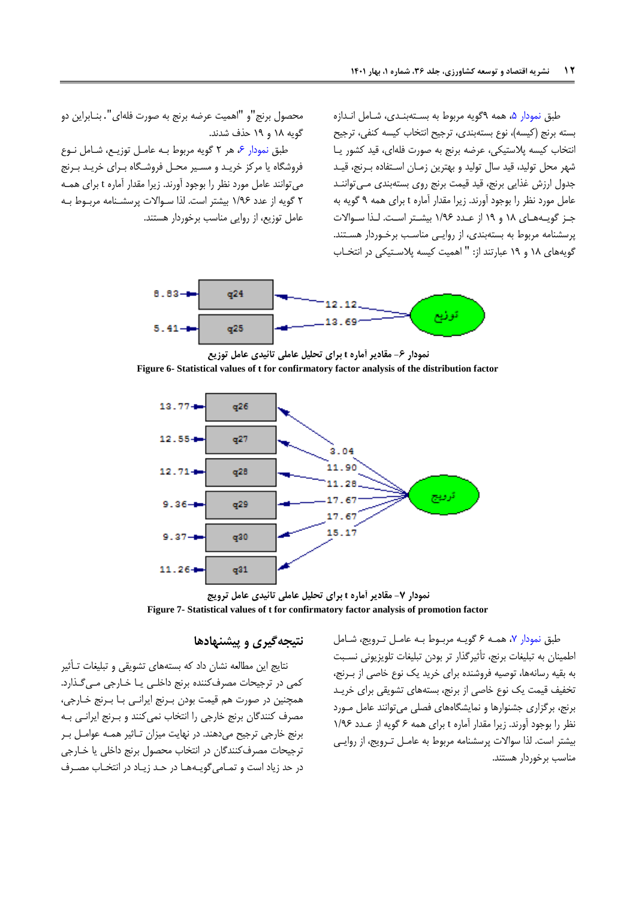طبق نمودار ۵، همه ۹گویه مربوط به بسته‌بندی، شامل اندازه بسته برنج (کیسه)، نوع بسته‌بندی، ترجیح انتخاب کیسه کنفی، ترجیح انتخاب کیسه پلاستیکی، عرضه برنج به صورت فله‌ای، قید کشور یا شهر محل تولید، قید سال تولید و بهترین زمان استفاده برنج، قید جدول ارزش غذایی برنج، قید قیمت برنج روی بسته‌بندی می‌توانند عامل مورد نظر را بوجود آورند. زیرا مقدار آماره t برای همه ۹ گویه به جز گویه‌های ۱۸ و ۱۹ از عدد ۱/۹۶ بیشتر است. لذا سوالات پرسشنامه مربوط به بسته‌بندی، از روایی مناسب برخوردار هستند. گویه‌های ۱۸ و ۱۹ عبارتند از: " اهمیت کیسه پلاستیکی در انتخاب محصول برنج" و "اهمیت عرضه برنج به صورت فله‌ای". بنابراین دو گویه ۱۸ و ۱۹ حذف شدند.

طبق نمودار ۶، هر ۲ گویه مربوط به عامل توزیع، شامل نوع فروشگاه یا مرکز خرید و مسیر محل فروشگاه برای خرید برنج می‌توانند عامل مورد نظر را بوجود آورند. زیرا مقدار آماره t برای همه ۲ گویه از عدد ۱/۹۶ بیشتر است. لذا سوالات پرسشنامه مربوط به عامل توزیع، از روایی مناسب برخوردار هستند.

نمودار ۶- مقادیر آماره t برای تحلیل عاملی تائیدی عامل توزیع

**Figure 6- Statistical values of t for confirmatory factor analysis of the distribution factor**

نمودار ۷- مقادیر آماره t برای تحلیل عاملی تائیدی عامل ترویج

**Figure 7- Statistical values of t for confirmatory factor analysis of promotion factor**

طبق نمودار ۷، همه ۶ گویه مربوط به عامل ترویج، شامل اطمینان به تبلیغات برنج، تأثیرگذار تر بودن تبلیغات تلویزیونی نسبت به بقیه رسانه‌ها، توصیه فروشنده برای خرید یک نوع خاصی از برنج، تخفیف قیمت یک نوع خاصی از برنج، بسته‌های تشویقی برای خرید برنج، برگزاری جشنوارها و نمایشگاه‌های فصلی می‌توانند عامل مورد نظر را بوجود آورند. زیرا مقدار آماره t برای همه ۶ گویه از عدد ۱/۹۶ بیشتر است. لذا سوالات پرسشنامه مربوط به عامل ترویج، از روایی مناسب برخوردار هستند.

## نتیجه‌گیری و پیشنهادها

نتایج این مطالعه نشان داد که بسته‌های تشویقی و تبلیغات تأثیر کمی در ترجیحات مصرف‌کننده برنج داخلی یا خارجی می‌گذارد. همچنین در صورت هم قیمت بودن برنج ایرانی با برنج خارجی، مصرف کنندگان برنج خارجی را انتخاب نمی‌کنند و برنج ایرانی به برنج خارجی ترجیح می‌دهند. در نهایت میزان تاثیر همه عوامل بر ترجیحات مصرف‌کنندگان در انتخاب محصول برنج داخلی یا خارجی در حد زیاد است و تمامی گویه‌ها در حد زیاد در انتخاب مصرف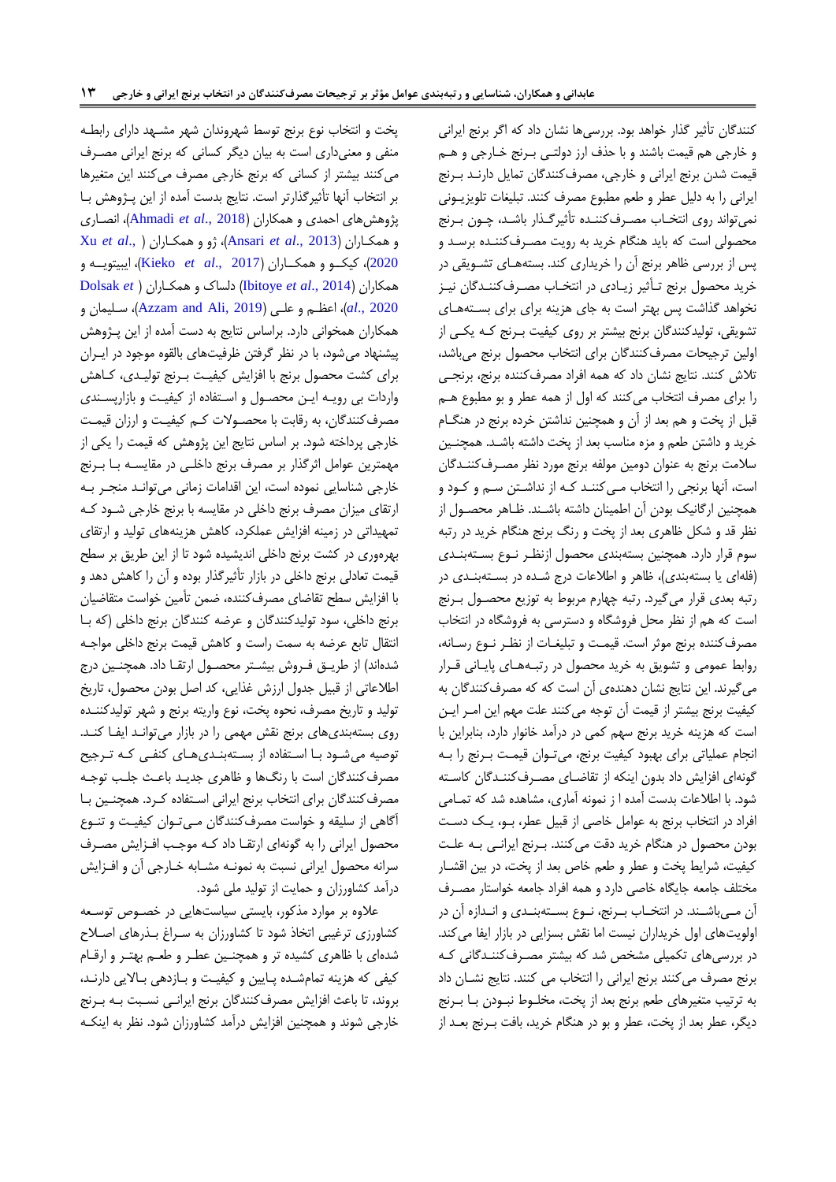کنندگان تأثیر گذار خواهد بود. بررسی‌ها نشان داد که اگر برنج ایرانی و خارجی هم قیمت باشند و با حذف ارز دولتی برنج خارجی و هم قیمت شدن برنج ایرانی و خارجی، مصرف‌کنندگان تمایل دارند برنج ایرانی را به دلیل عطر و طعم مطبوع مصرف کنند. تبلیغات تلویزیونی نمی‌تواند روی انتخاب مصرف‌کننده تأثیرگذار باشد، چون برنج محصولی است که باید هنگام خرید به رویت مصرف‌کننده برسد و پس از بررسی ظاهر برنج آن را خریداری کند. بسته‌های تشویقی در خرید محصول برنج تأثیر زیادی در انتخاب مصرف‌کنندگان نیز نخواهد گذاشت پس بهتر است به جای هزینه برای برای بسته‌های تشویقی، تولیدکنندگان برنج بیشتر بر روی کیفیت برنج که یکی از اولین ترجیحات مصرف‌کنندگان برای انتخاب محصول برنج می‌باشد، تلاش کنند. نتایج نشان داد که همه افراد مصرف‌کننده برنج، برنجی را برای مصرف انتخاب می‌کنند که اول از همه عطر و بو مطبوع هم قبل از پخت و هم بعد از آن و همچنین نداشتن خرده برنج در هنگام خرید و داشتن طعم و مزه مناسب بعد از پخت داشته باشد. همچنین سلامت برنج به عنوان دومین مولفه برنج مورد نظر مصرف‌کنندگان است، آنها برنجی را انتخاب می‌کنند که از نداشتن سم و کود و همچنین ارگانیک بودن آن اطمینان داشته باشند. ظاهر محصول از نظر قد و شکل ظاهری بعد از پخت و رنگ برنج هنگام خرید در رتبه سوم قرار دارد. همچنین بسته‌بندی محصول ازنظر نوع بسته‌بندی (فله‌ای یا بسته‌بندی)، ظاهر و اطلاعات درج شده در بسته‌بندی در رتبه بعدی قرار می‌گیرد. رتبه چهارم مربوط به توزیع محصول برنج است که هم از نظر محل فروشگاه و دسترسی به فروشگاه در انتخاب مصرف‌کننده برنج موثر است. قیمت و تبلیغات از نظر نوع رسانه، روابط عمومی و تشویق به خرید محصول در رتبه‌های پایانی قرار می‌گیرند. این نتایج نشان دهنده‌ی آن است که که مصرف‌کنندگان به کیفیت برنج بیشتر از قیمت آن توجه می‌کنند علت مهم این امر این است که هزینه خرید برنج سهم کمی در درآمد خانوار دارد، بنابراین با انجام عملیاتی برای بهبود کیفیت برنج، می‌توان قیمت برنج را به گونه‌ای افزایش داد بدون اینکه از تقاضای مصرف‌کنندگان کاسته شود. با اطلاعات بدست آمده ا ز نمونه آماری، مشاهده شد که تمامی افراد در انتخاب برنج به عوامل خاصی از قبیل عطر، بو، یک دست بودن محصول در هنگام خرید دقت می‌کنند. برنج ایرانی به علت کیفیت، شرایط پخت و عطر و طعم خاص بعد از پخت، در بین اقشار مختلف جامعه جایگاه خاصی دارد و همه افراد جامعه خواستار مصرف آن می‌باشند. در انتخاب برنج، نوع بسته‌بندی و اندازه آن در اولویت‌های اول خریداران نیست اما نقش بسزایی در بازار ایفا می‌کند. در بررسی‌های تکمیلی مشخص شد که بیشتر مصرف‌کنندگانی که برنج مصرف می‌کنند برنج ایرانی را انتخاب می کنند. نتایج نشان داد به ترتیب متغیرهای طعم برنج بعد از پخت، مخلوط نبودن با برنج دیگر، عطر بعد از پخت، عطر و بو در هنگام خرید، بافت برنج بعد از پخت و انتخاب نوع برنج توسط شهروندان شهر مشهد دارای رابطه منفی و معنی‌داری است به بیان دیگر کسانی که برنج ایرانی مصرف می‌کنند بیشتر از کسانی که برنج خارجی مصرف می‌کنند این متغیرها بر انتخاب آنها تأثیرگذارتر است. نتایج بدست آمده از این پژوهش با پژوهش‌های احمدی و همکاران (Ahmadi *et al*., 2018)، انصاری و همکاران (Ansari *et al*., 2013)، ژو و همکاران (Xu *et al*., 2020)، کیکو و همکاران (Kieko *et al*., 2017)، ایبیتویه و همکاران (Ibitoye *et al*., 2014) دلساک و همکاران (Dolsak *et al*., 2020)، اعظم و علی (Azzam and Ali, 2019)، سلیمان و همکاران همخوانی دارد. براساس نتایج به دست آمده از این پژوهش پیشنهاد می‌شود، با در نظر گرفتن ظرفیت‌های بالقوه موجود در ایران برای کشت محصول برنج با افزایش کیفیت برنج تولیدی، کاهش واردات بی رویه این محصول و استفاده از کیفیت و بازارپسندی مصرف‌کنندگان، به رقابت با محصولات کم کیفیت و ارزان قیمت خارجی پرداخته شود. بر اساس نتایج این پژوهش که قیمت را یکی از مهمترین عوامل اثرگذار بر مصرف برنج داخلی در مقایسه با برنج خارجی شناسایی نموده است، این اقدامات زمانی می‌توانند منجر به ارتقای میزان مصرف برنج داخلی در مقایسه با برنج خارجی شود که تمهیداتی در زمینه افزایش عملکرد، کاهش هزینه‌های تولید و ارتقای بهره‌وری در کشت برنج داخلی اندیشیده شود تا از این طریق بر سطح قیمت تعادلی برنج داخلی در بازار تأثیرگذار بوده و آن را کاهش دهد و با افزایش سطح تقاضای مصرف‌کننده، ضمن تأمین خواست متقاضیان برنج داخلی، سود تولیدکنندگان و عرضه کنندگان برنج داخلی (که با انتقال تابع عرضه به سمت راست و کاهش قیمت برنج داخلی مواجه شده‌اند) از طریق فروش بیشتر محصول ارتقا داد. همچنین درج اطلاعاتی از قبیل جدول ارزش غذایی، که اصل بودن محصول، تاریخ تولید و تاریخ مصرف، نحوه پخت، نوع واریته برنج و شهر تولیدکننده روی بسته‌بندی‌های برنج نقش مهمی را در بازار می‌توانند ایفا کنند. توصیه می‌شود با استفاده از بسته‌بندی‌های کنفی که ترجیح مصرف‌کنندگان است با رنگ‌ها و ظاهری جدید باعث جلب توجه مصرف‌کنندگان برای انتخاب برنج ایرانی استفاده کرد. همچنین با آگاهی از سلیقه و خواست مصرف‌کنندگان می‌توان کیفیت و تنوع محصول ایرانی را به گونه‌ای ارتقا داد که موجب افزایش مصرف سرانه محصول ایرانی نسبت به نمونه مشابه خارجی آن و افزایش درآمد کشاورزان و حمایت از تولید ملی شود.

علاوه بر موارد مذکور، بایستی سیاست‌هایی در خصوص توسعه کشاورزی ترغیبی اتخاذ شود تا کشاورزان به سراغ بذرهای اصلاح شده‌ای با ظاهری کشیده تر و همچنین عطر و طعم بهتر و ارقام کیفی که هزینه تمام‌شده پایین و کیفیت و بازدهی بالایی دارند، بروند، تا باعث افزایش مصرف‌کنندگان برنج ایرانی نسبت به برنج خارجی شوند و همچنین افزایش درآمد کشاورزان شود. نظر به اینکه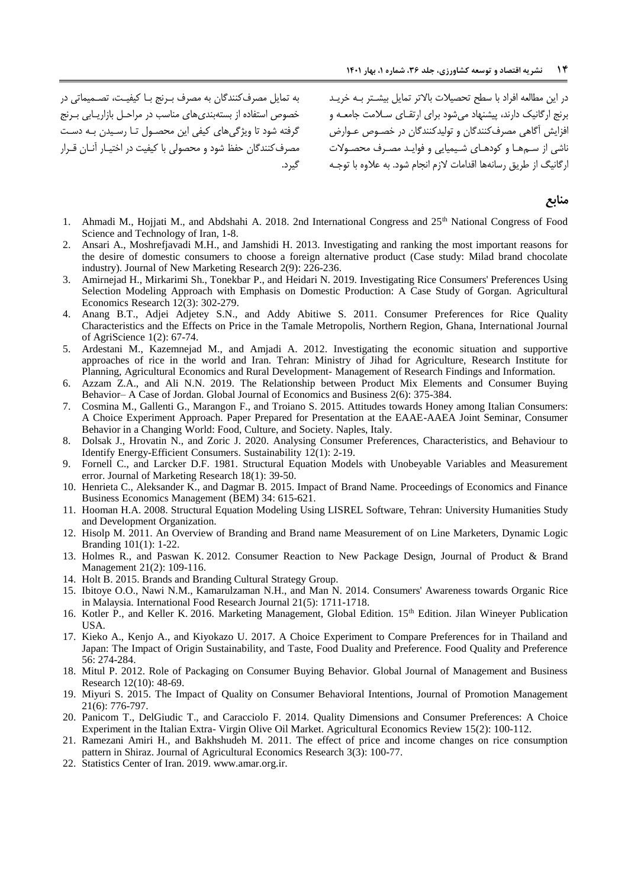در این مطالعه افراد با سطح تحصیلات بالاتر تمایل بیشتر بـه خریـد برنج ارگانیک دارند، پیشنهاد می‌شود برای ارتقـای سـلامت جامعـه و افزایش آگاهی مصرف‌کنندگان و تولیدکنندگان در خصـوص عـوارض ناشی از سم‌هـا و کودهـای شـیمیایی و فوایـد مصـرف محصـولات ارگانیگ از طریق رسانه‌ها اقدامات لازم انجام شود. به علاوه با توجـه به تمایل مصرف‌کنندگان به مصرف بـرنج بـا کیفیـت، تصـمیماتی در خصوص استفاده از بسته‌بندی‌های مناسب در مراحـل بازاریـابی بـرنج گرفته شود تا ویژگی‌های کیفی این محصـول تـا رسـیدن بـه دسـت مصرف‌کنندگان حفظ شود و محصولی با کیفیت در اختیـار آنـان قـرار گیرد.

## منابع

1. Ahmadi M., Hojjati M., and Abdshahi A. 2018. 2nd International Congress and 25th National Congress of Food Science and Technology of Iran, 1-8.
2. Ansari A., Moshrefjavadi M.H., and Jamshidi H. 2013. Investigating and ranking the most important reasons for the desire of domestic consumers to choose a foreign alternative product (Case study: Milad brand chocolate industry). Journal of New Marketing Research 2(9): 226-236.
3. Amirnejad H., Mirkarimi Sh., Tonekbar P., and Heidari N. 2019. Investigating Rice Consumers' Preferences Using Selection Modeling Approach with Emphasis on Domestic Production: A Case Study of Gorgan. Agricultural Economics Research 12(3): 302-279.
4. Anang B.T., Adjei Adjetey S.N., and Addy Abitiwe S. 2011. Consumer Preferences for Rice Quality Characteristics and the Effects on Price in the Tamale Metropolis, Northern Region, Ghana, International Journal of AgriScience 1(2): 67-74.
5. Ardestani M., Kazemnejad M., and Amjadi A. 2012. Investigating the economic situation and supportive approaches of rice in the world and Iran. Tehran: Ministry of Jihad for Agriculture, Research Institute for Planning, Agricultural Economics and Rural Development- Management of Research Findings and Information.
6. Azzam Z.A., and Ali N.N. 2019. The Relationship between Product Mix Elements and Consumer Buying Behavior– A Case of Jordan. Global Journal of Economics and Business 2(6): 375-384.
7. Cosmina M., Gallenti G., Marangon F., and Troiano S. 2015. Attitudes towards Honey among Italian Consumers: A Choice Experiment Approach. Paper Prepared for Presentation at the EAAE-AAEA Joint Seminar, Consumer Behavior in a Changing World: Food, Culture, and Society. Naples, Italy.
8. Dolsak J., Hrovatin N., and Zoric J. 2020. Analysing Consumer Preferences, Characteristics, and Behaviour to Identify Energy-Efficient Consumers. Sustainability 12(1): 2-19.
9. Fornell C., and Larcker D.F. 1981. Structural Equation Models with Unobeyable Variables and Measurement error. Journal of Marketing Research 18(1): 39-50.
10. Henrieta C., Aleksander K., and Dagmar B. 2015. Impact of Brand Name. Proceedings of Economics and Finance Business Economics Management (BEM) 34: 615-621.
11. Hooman H.A. 2008. Structural Equation Modeling Using LISREL Software, Tehran: University Humanities Study and Development Organization.
12. Hisolp M. 2011. An Overview of Branding and Brand name Measurement of on Line Marketers, Dynamic Logic Branding 101(1): 1-22.
13. Holmes R., and Paswan K. 2012. Consumer Reaction to New Package Design, Journal of Product & Brand Management 21(2): 109-116.
14. Holt B. 2015. Brands and Branding Cultural Strategy Group.
15. Ibitoye O.O., Nawi N.M., Kamarulzaman N.H., and Man N. 2014. Consumers' Awareness towards Organic Rice in Malaysia. International Food Research Journal 21(5): 1711-1718.
16. Kotler P., and Keller K. 2016. Marketing Management, Global Edition. 15th Edition. Jilan Wineyer Publication USA.
17. Kieko A., Kenjo A., and Kiyokazo U. 2017. A Choice Experiment to Compare Preferences for in Thailand and Japan: The Impact of Origin Sustainability, and Taste, Food Duality and Preference. Food Quality and Preference 56: 274-284.
18. Mitul P. 2012. Role of Packaging on Consumer Buying Behavior. Global Journal of Management and Business Research 12(10): 48-69.
19. Miyuri S. 2015. The Impact of Quality on Consumer Behavioral Intentions, Journal of Promotion Management 21(6): 776-797.
20. Panicom T., DelGiudic T., and Caracciolo F. 2014. Quality Dimensions and Consumer Preferences: A Choice Experiment in the Italian Extra- Virgin Olive Oil Market. Agricultural Economics Review 15(2): 100-112.
21. Ramezani Amiri H., and Bakhshudeh M. 2011. The effect of price and income changes on rice consumption pattern in Shiraz. Journal of Agricultural Economics Research 3(3): 100-77.
22. Statistics Center of Iran. 2019. www.amar.org.ir.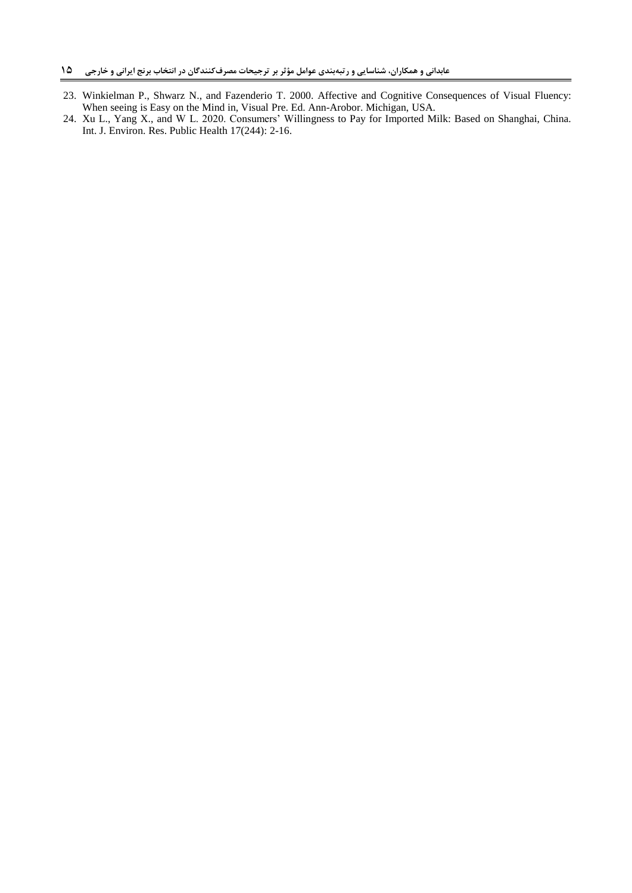23. Winkielman P., Shwarz N., and Fazenderio T. 2000. Affective and Cognitive Consequences of Visual Fluency: When seeing is Easy on the Mind in, Visual Pre. Ed. Ann-Arobor. Michigan, USA.
24. Xu L., Yang X., and W L. 2020. Consumers' Willingness to Pay for Imported Milk: Based on Shanghai, China. Int. J. Environ. Res. Public Health 17(244): 2-16.